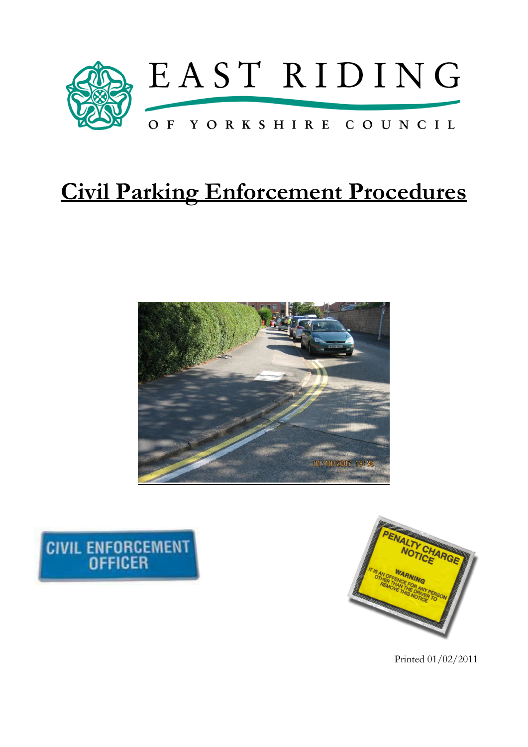EAST RIDING

OF YORKSHIRE COUNCIL

# Civil Parking Enforcement Procedures

Printed 01/02/2011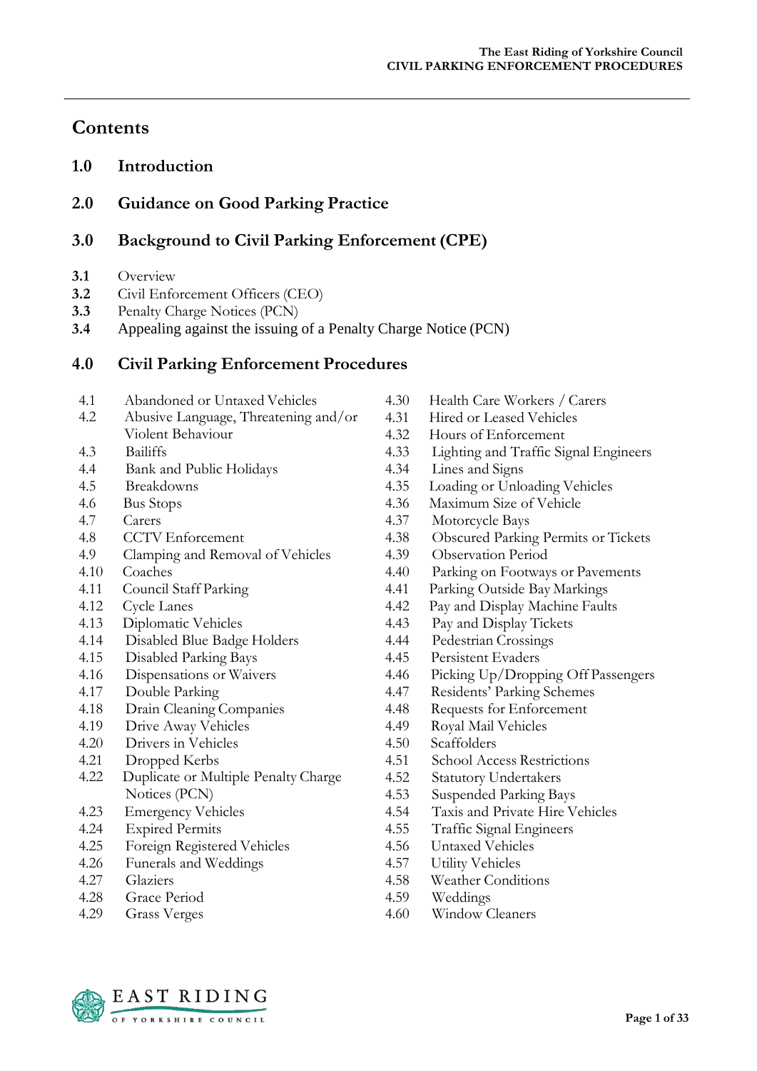# Contents

## 1.0 Introduction

## 2.0 Guidance on Good Parking Practice

## 3.0 Background to Civil Parking Enforcement (CPE)

**3.1** Overview
**3.2** Civil Enforcement Officers (CEO)
**3.3** Penalty Charge Notices (PCN)
**3.4** Appealing against the issuing of a Penalty Charge Notice (PCN)

## 4.0 Civil Parking Enforcement Procedures

4.1 Abandoned or Untaxed Vehicles
4.2 Abusive Language, Threatening and/or Violent Behaviour
4.3 Bailiffs
4.4 Bank and Public Holidays
4.5 Breakdowns
4.6 Bus Stops
4.7 Carers
4.8 CCTV Enforcement
4.9 Clamping and Removal of Vehicles
4.10 Coaches
4.11 Council Staff Parking
4.12 Cycle Lanes
4.13 Diplomatic Vehicles
4.14 Disabled Blue Badge Holders
4.15 Disabled Parking Bays
4.16 Dispensations or Waivers
4.17 Double Parking
4.18 Drain Cleaning Companies
4.19 Drive Away Vehicles
4.20 Drivers in Vehicles
4.21 Dropped Kerbs
4.22 Duplicate or Multiple Penalty Charge Notices (PCN)
4.23 Emergency Vehicles
4.24 Expired Permits
4.25 Foreign Registered Vehicles
4.26 Funerals and Weddings
4.27 Glaziers
4.28 Grace Period
4.29 Grass Verges
4.30 Health Care Workers / Carers
4.31 Hired or Leased Vehicles
4.32 Hours of Enforcement
4.33 Lighting and Traffic Signal Engineers
4.34 Lines and Signs
4.35 Loading or Unloading Vehicles
4.36 Maximum Size of Vehicle
4.37 Motorcycle Bays
4.38 Obscured Parking Permits or Tickets
4.39 Observation Period
4.40 Parking on Footways or Pavements
4.41 Parking Outside Bay Markings
4.42 Pay and Display Machine Faults
4.43 Pay and Display Tickets
4.44 Pedestrian Crossings
4.45 Persistent Evaders
4.46 Picking Up/Dropping Off Passengers
4.47 Residents' Parking Schemes
4.48 Requests for Enforcement
4.49 Royal Mail Vehicles
4.50 Scaffolders
4.51 School Access Restrictions
4.52 Statutory Undertakers
4.53 Suspended Parking Bays
4.54 Taxis and Private Hire Vehicles
4.55 Traffic Signal Engineers
4.56 Untaxed Vehicles
4.57 Utility Vehicles
4.58 Weather Conditions
4.59 Weddings
4.60 Window Cleaners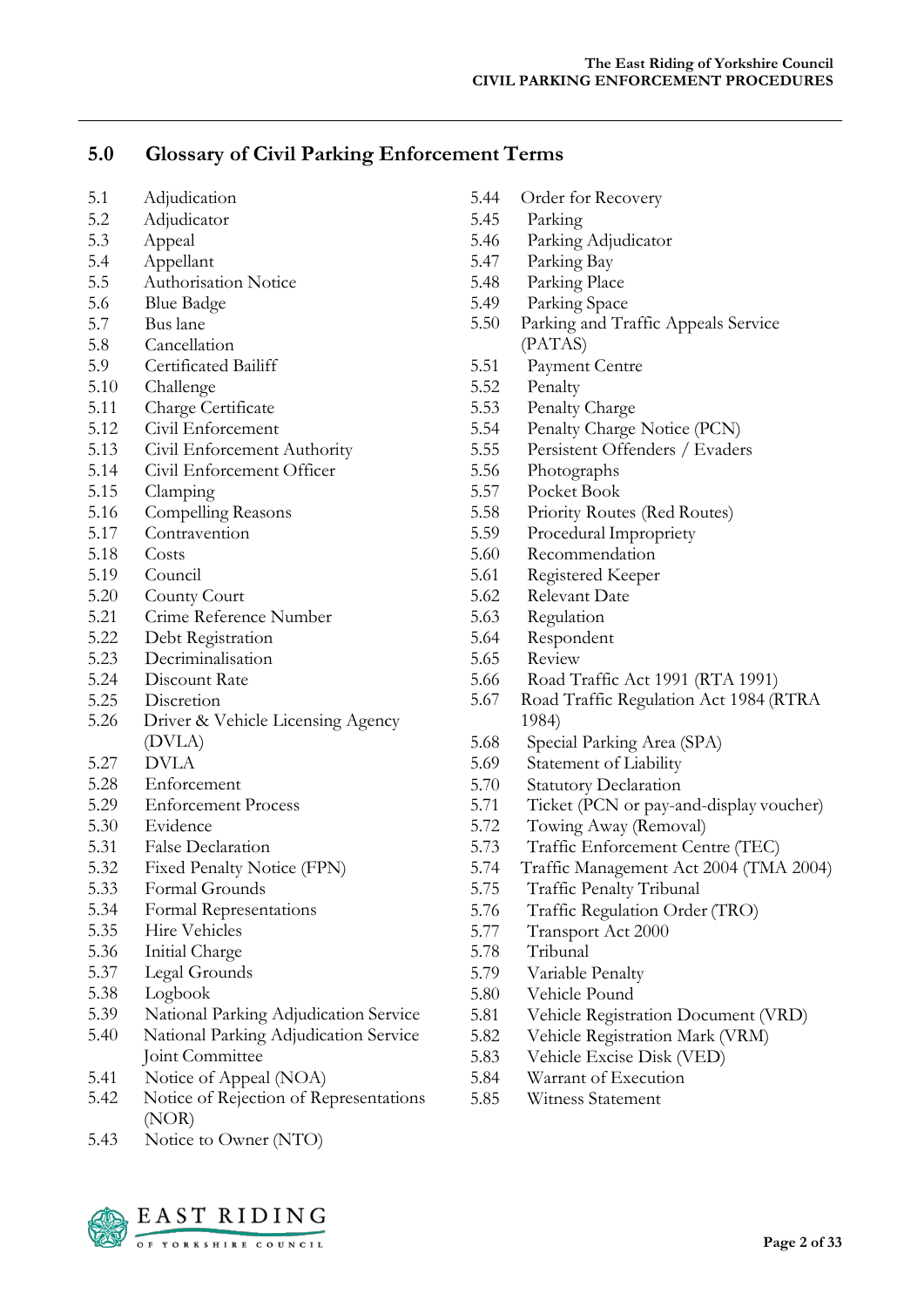## 5.0 Glossary of Civil Parking Enforcement Terms

5.1 Adjudication
5.2 Adjudicator
5.3 Appeal
5.4 Appellant
5.5 Authorisation Notice
5.6 Blue Badge
5.7 Bus lane
5.8 Cancellation
5.9 Certificated Bailiff
5.10 Challenge
5.11 Charge Certificate
5.12 Civil Enforcement
5.13 Civil Enforcement Authority
5.14 Civil Enforcement Officer
5.15 Clamping
5.16 Compelling Reasons
5.17 Contravention
5.18 Costs
5.19 Council
5.20 County Court
5.21 Crime Reference Number
5.22 Debt Registration
5.23 Decriminalisation
5.24 Discount Rate
5.25 Discretion
5.26 Driver & Vehicle Licensing Agency (DVLA)
5.27 DVLA
5.28 Enforcement
5.29 Enforcement Process
5.30 Evidence
5.31 False Declaration
5.32 Fixed Penalty Notice (FPN)
5.33 Formal Grounds
5.34 Formal Representations
5.35 Hire Vehicles
5.36 Initial Charge
5.37 Legal Grounds
5.38 Logbook
5.39 National Parking Adjudication Service
5.40 National Parking Adjudication Service Joint Committee
5.41 Notice of Appeal (NOA)
5.42 Notice of Rejection of Representations (NOR)
5.43 Notice to Owner (NTO)
5.44 Order for Recovery
5.45 Parking
5.46 Parking Adjudicator
5.47 Parking Bay
5.48 Parking Place
5.49 Parking Space
5.50 Parking and Traffic Appeals Service (PATAS)
5.51 Payment Centre
5.52 Penalty
5.53 Penalty Charge
5.54 Penalty Charge Notice (PCN)
5.55 Persistent Offenders / Evaders
5.56 Photographs
5.57 Pocket Book
5.58 Priority Routes (Red Routes)
5.59 Procedural Impropriety
5.60 Recommendation
5.61 Registered Keeper
5.62 Relevant Date
5.63 Regulation
5.64 Respondent
5.65 Review
5.66 Road Traffic Act 1991 (RTA 1991)
5.67 Road Traffic Regulation Act 1984 (RTRA 1984)
5.68 Special Parking Area (SPA)
5.69 Statement of Liability
5.70 Statutory Declaration
5.71 Ticket (PCN or pay-and-display voucher)
5.72 Towing Away (Removal)
5.73 Traffic Enforcement Centre (TEC)
5.74 Traffic Management Act 2004 (TMA 2004)
5.75 Traffic Penalty Tribunal
5.76 Traffic Regulation Order (TRO)
5.77 Transport Act 2000
5.78 Tribunal
5.79 Variable Penalty
5.80 Vehicle Pound
5.81 Vehicle Registration Document (VRD)
5.82 Vehicle Registration Mark (VRM)
5.83 Vehicle Excise Disk (VED)
5.84 Warrant of Execution
5.85 Witness Statement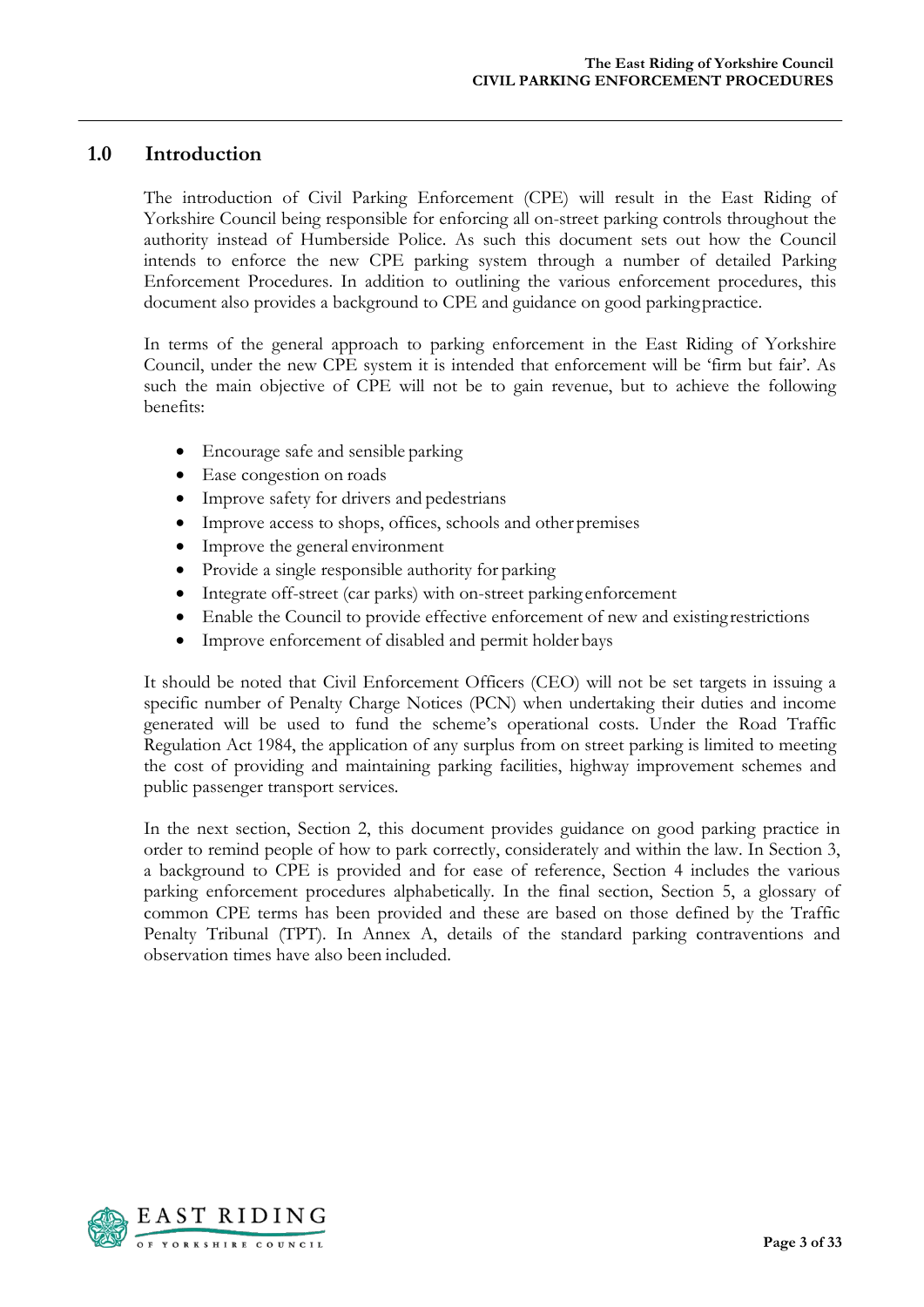## 1.0 Introduction

The introduction of Civil Parking Enforcement (CPE) will result in the East Riding of Yorkshire Council being responsible for enforcing all on-street parking controls throughout the authority instead of Humberside Police. As such this document sets out how the Council intends to enforce the new CPE parking system through a number of detailed Parking Enforcement Procedures. In addition to outlining the various enforcement procedures, this document also provides a background to CPE and guidance on good parking practice.

In terms of the general approach to parking enforcement in the East Riding of Yorkshire Council, under the new CPE system it is intended that enforcement will be 'firm but fair'. As such the main objective of CPE will not be to gain revenue, but to achieve the following benefits:

- Encourage safe and sensible parking
- Ease congestion on roads
- Improve safety for drivers and pedestrians
- Improve access to shops, offices, schools and other premises
- Improve the general environment
- Provide a single responsible authority for parking
- Integrate off-street (car parks) with on-street parking enforcement
- Enable the Council to provide effective enforcement of new and existing restrictions
- Improve enforcement of disabled and permit holder bays

It should be noted that Civil Enforcement Officers (CEO) will not be set targets in issuing a specific number of Penalty Charge Notices (PCN) when undertaking their duties and income generated will be used to fund the scheme's operational costs. Under the Road Traffic Regulation Act 1984, the application of any surplus from on street parking is limited to meeting the cost of providing and maintaining parking facilities, highway improvement schemes and public passenger transport services.

In the next section, Section 2, this document provides guidance on good parking practice in order to remind people of how to park correctly, considerately and within the law. In Section 3, a background to CPE is provided and for ease of reference, Section 4 includes the various parking enforcement procedures alphabetically. In the final section, Section 5, a glossary of common CPE terms has been provided and these are based on those defined by the Traffic Penalty Tribunal (TPT). In Annex A, details of the standard parking contraventions and observation times have also been included.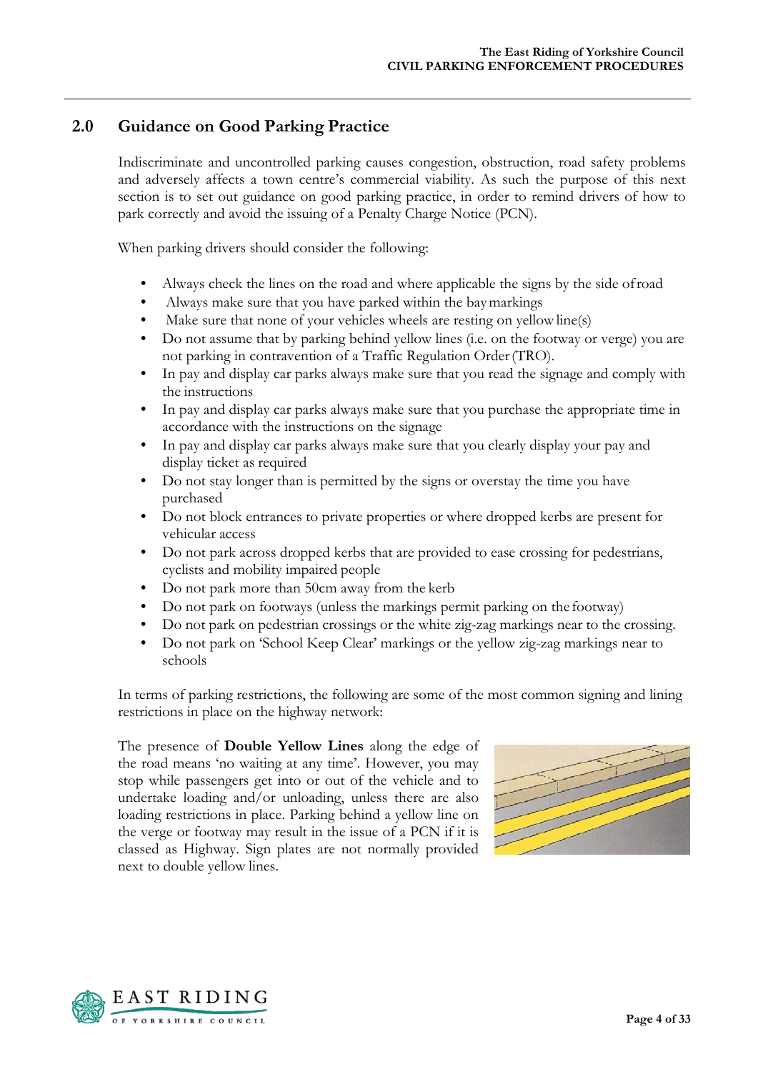## 2.0 Guidance on Good Parking Practice

Indiscriminate and uncontrolled parking causes congestion, obstruction, road safety problems and adversely affects a town centre's commercial viability. As such the purpose of this next section is to set out guidance on good parking practice, in order to remind drivers of how to park correctly and avoid the issuing of a Penalty Charge Notice (PCN).

When parking drivers should consider the following:

- Always check the lines on the road and where applicable the signs by the side of road
- Always make sure that you have parked within the bay markings
- Make sure that none of your vehicles wheels are resting on yellow line(s)
- Do not assume that by parking behind yellow lines (i.e. on the footway or verge) you are not parking in contravention of a Traffic Regulation Order (TRO).
- In pay and display car parks always make sure that you read the signage and comply with the instructions
- In pay and display car parks always make sure that you purchase the appropriate time in accordance with the instructions on the signage
- In pay and display car parks always make sure that you clearly display your pay and display ticket as required
- Do not stay longer than is permitted by the signs or overstay the time you have purchased
- Do not block entrances to private properties or where dropped kerbs are present for vehicular access
- Do not park across dropped kerbs that are provided to ease crossing for pedestrians, cyclists and mobility impaired people
- Do not park more than 50cm away from the kerb
- Do not park on footways (unless the markings permit parking on the footway)
- Do not park on pedestrian crossings or the white zig-zag markings near to the crossing.
- Do not park on 'School Keep Clear' markings or the yellow zig-zag markings near to schools

In terms of parking restrictions, the following are some of the most common signing and lining restrictions in place on the highway network:

The presence of **Double Yellow Lines** along the edge of the road means 'no waiting at any time'. However, you may stop while passengers get into or out of the vehicle and to undertake loading and/or unloading, unless there are also loading restrictions in place. Parking behind a yellow line on the verge or footway may result in the issue of a PCN if it is classed as Highway. Sign plates are not normally provided next to double yellow lines.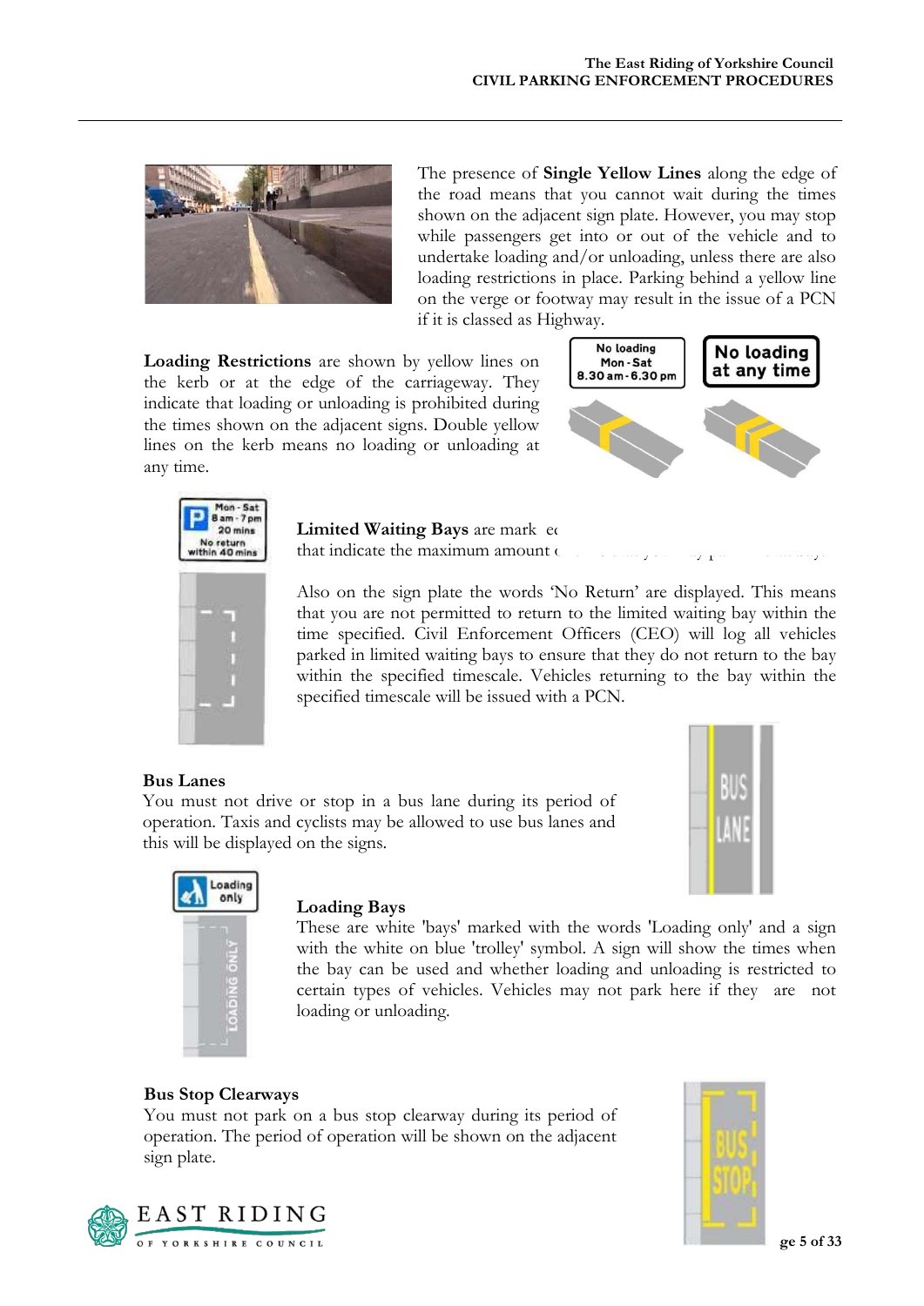The presence of **Single Yellow Lines** along the edge of the road means that you cannot wait during the times shown on the adjacent sign plate. However, you may stop while passengers get into or out of the vehicle and to undertake loading and/or unloading, unless there are also loading restrictions in place. Parking behind a yellow line on the verge or footway may result in the issue of a PCN if it is classed as Highway.

**Loading Restrictions** are shown by yellow lines on the kerb or at the edge of the carriageway. They indicate that loading or unloading is prohibited during the times shown on the adjacent signs. Double yellow lines on the kerb means no loading or unloading at any time.

No loading
Mon - Sat
8.30 am - 6.30 pm

No loading
at any time

Mon - Sat
8 am - 7 pm
20 mins
No return
within 40 mins

**Limited Waiting Bays** are mark ed that indicate the maximum amount o

Also on the sign plate the words 'No Return' are displayed. This means that you are not permitted to return to the limited waiting bay within the time specified. Civil Enforcement Officers (CEO) will log all vehicles parked in limited waiting bays to ensure that they do not return to the bay within the specified timescale. Vehicles returning to the bay within the specified timescale will be issued with a PCN.

**Bus Lanes**

You must not drive or stop in a bus lane during its period of operation. Taxis and cyclists may be allowed to use bus lanes and this will be displayed on the signs.

BUS LANE

Loading only

**Loading Bays**

These are white 'bays' marked with the words 'Loading only' and a sign with the white on blue 'trolley' symbol. A sign will show the times when the bay can be used and whether loading and unloading is restricted to certain types of vehicles. Vehicles may not park here if they are not loading or unloading.

LOADING ONLY

**Bus Stop Clearways**

You must not park on a bus stop clearway during its period of operation. The period of operation will be shown on the adjacent sign plate.

BUS STOP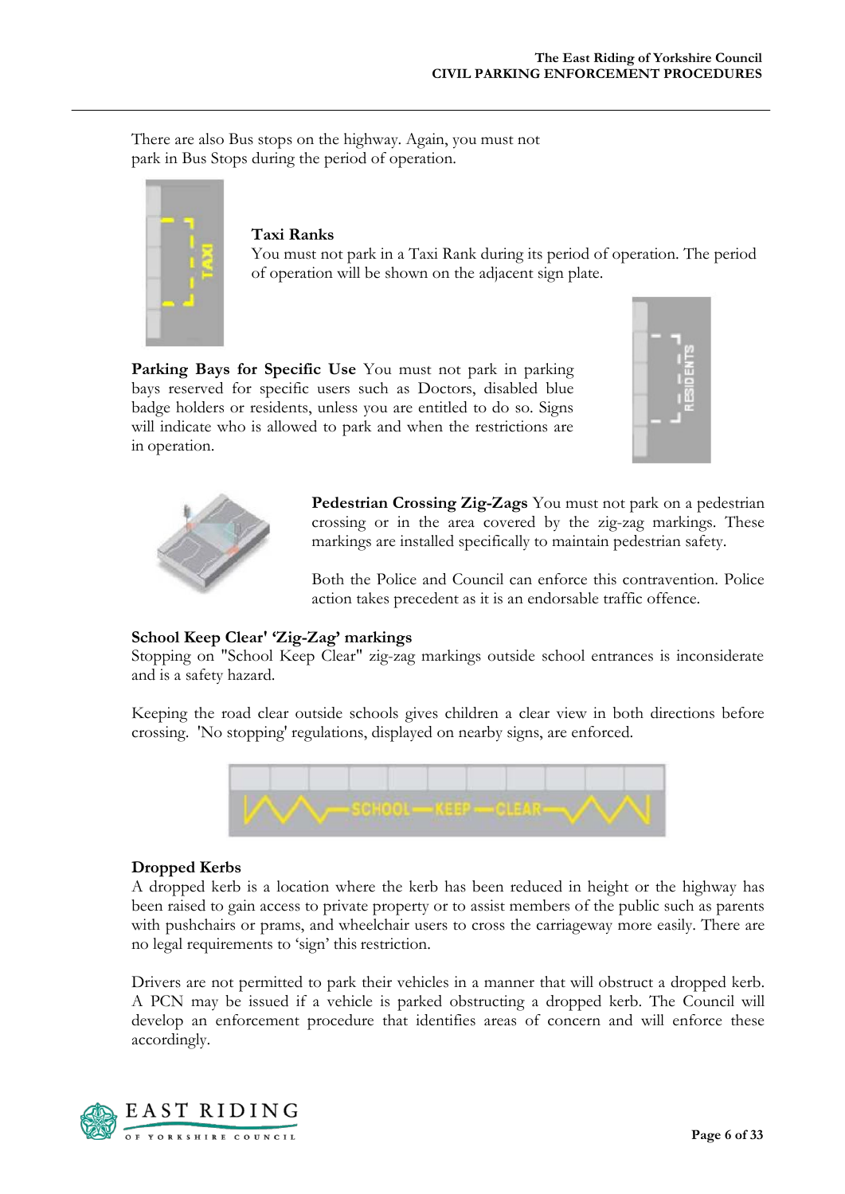There are also Bus stops on the highway. Again, you must not park in Bus Stops during the period of operation.

**Taxi Ranks**

You must not park in a Taxi Rank during its period of operation. The period of operation will be shown on the adjacent sign plate.

**Parking Bays for Specific Use** You must not park in parking bays reserved for specific users such as Doctors, disabled blue badge holders or residents, unless you are entitled to do so. Signs will indicate who is allowed to park and when the restrictions are in operation.

**Pedestrian Crossing Zig-Zags** You must not park on a pedestrian crossing or in the area covered by the zig-zag markings. These markings are installed specifically to maintain pedestrian safety.

Both the Police and Council can enforce this contravention. Police action takes precedent as it is an endorsable traffic offence.

**School Keep Clear' 'Zig-Zag' markings**

Stopping on "School Keep Clear" zig-zag markings outside school entrances is inconsiderate and is a safety hazard.

Keeping the road clear outside schools gives children a clear view in both directions before crossing. 'No stopping' regulations, displayed on nearby signs, are enforced.

**Dropped Kerbs**

A dropped kerb is a location where the kerb has been reduced in height or the highway has been raised to gain access to private property or to assist members of the public such as parents with pushchairs or prams, and wheelchair users to cross the carriageway more easily. There are no legal requirements to 'sign' this restriction.

Drivers are not permitted to park their vehicles in a manner that will obstruct a dropped kerb. A PCN may be issued if a vehicle is parked obstructing a dropped kerb. The Council will develop an enforcement procedure that identifies areas of concern and will enforce these accordingly.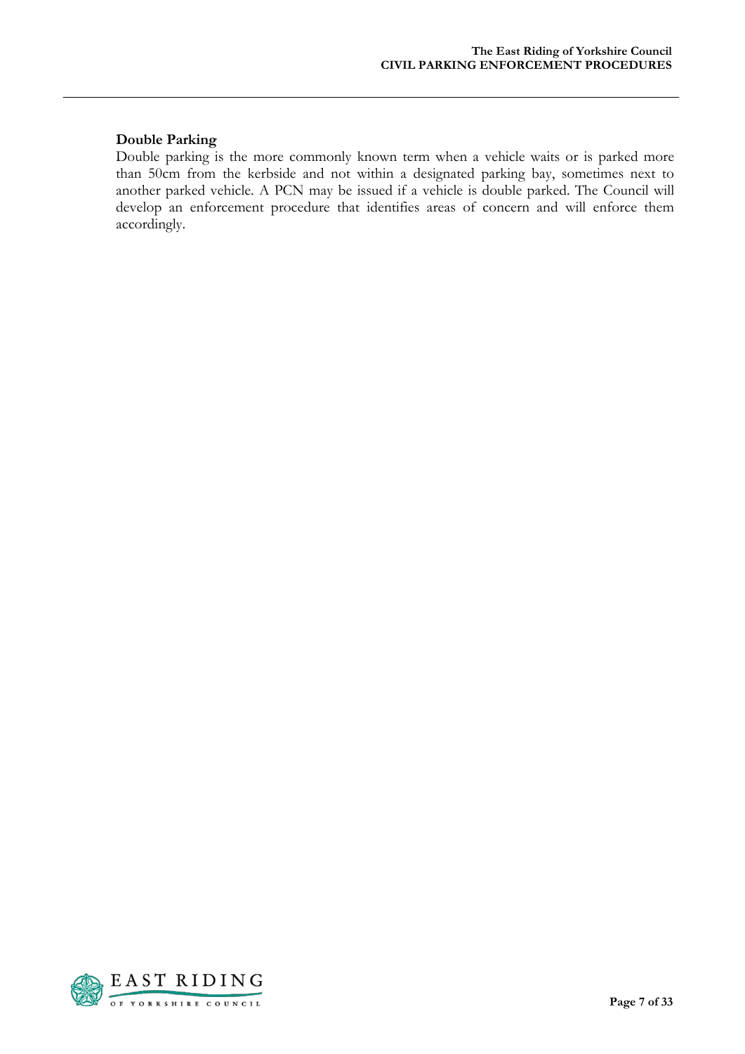**Double Parking**

Double parking is the more commonly known term when a vehicle waits or is parked more than 50cm from the kerbside and not within a designated parking bay, sometimes next to another parked vehicle. A PCN may be issued if a vehicle is double parked. The Council will develop an enforcement procedure that identifies areas of concern and will enforce them accordingly.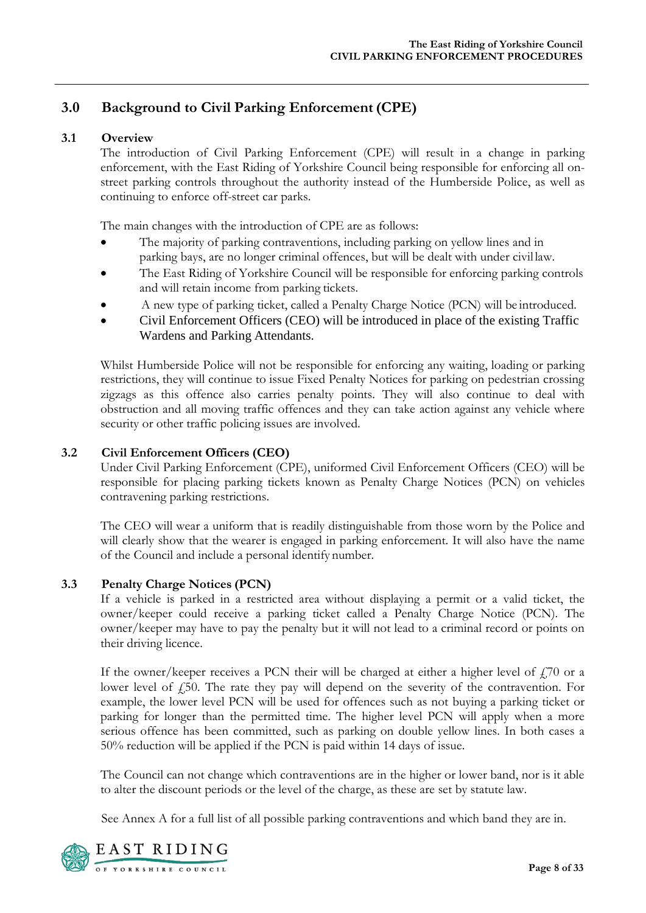## 3.0 Background to Civil Parking Enforcement (CPE)

### 3.1 Overview

The introduction of Civil Parking Enforcement (CPE) will result in a change in parking enforcement, with the East Riding of Yorkshire Council being responsible for enforcing all on-street parking controls throughout the authority instead of the Humberside Police, as well as continuing to enforce off-street car parks.

The main changes with the introduction of CPE are as follows:

- The majority of parking contraventions, including parking on yellow lines and in parking bays, are no longer criminal offences, but will be dealt with under civil law.
- The East Riding of Yorkshire Council will be responsible for enforcing parking controls and will retain income from parking tickets.
- A new type of parking ticket, called a Penalty Charge Notice (PCN) will be introduced.
- Civil Enforcement Officers (CEO) will be introduced in place of the existing Traffic Wardens and Parking Attendants.

Whilst Humberside Police will not be responsible for enforcing any waiting, loading or parking restrictions, they will continue to issue Fixed Penalty Notices for parking on pedestrian crossing zigzags as this offence also carries penalty points. They will also continue to deal with obstruction and all moving traffic offences and they can take action against any vehicle where security or other traffic policing issues are involved.

### 3.2 Civil Enforcement Officers (CEO)

Under Civil Parking Enforcement (CPE), uniformed Civil Enforcement Officers (CEO) will be responsible for placing parking tickets known as Penalty Charge Notices (PCN) on vehicles contravening parking restrictions.

The CEO will wear a uniform that is readily distinguishable from those worn by the Police and will clearly show that the wearer is engaged in parking enforcement. It will also have the name of the Council and include a personal identify number.

### 3.3 Penalty Charge Notices (PCN)

If a vehicle is parked in a restricted area without displaying a permit or a valid ticket, the owner/keeper could receive a parking ticket called a Penalty Charge Notice (PCN). The owner/keeper may have to pay the penalty but it will not lead to a criminal record or points on their driving licence.

If the owner/keeper receives a PCN their will be charged at either a higher level of £70 or a lower level of £50. The rate they pay will depend on the severity of the contravention. For example, the lower level PCN will be used for offences such as not buying a parking ticket or parking for longer than the permitted time. The higher level PCN will apply when a more serious offence has been committed, such as parking on double yellow lines. In both cases a 50% reduction will be applied if the PCN is paid within 14 days of issue.

The Council can not change which contraventions are in the higher or lower band, nor is it able to alter the discount periods or the level of the charge, as these are set by statute law.

See Annex A for a full list of all possible parking contraventions and which band they are in.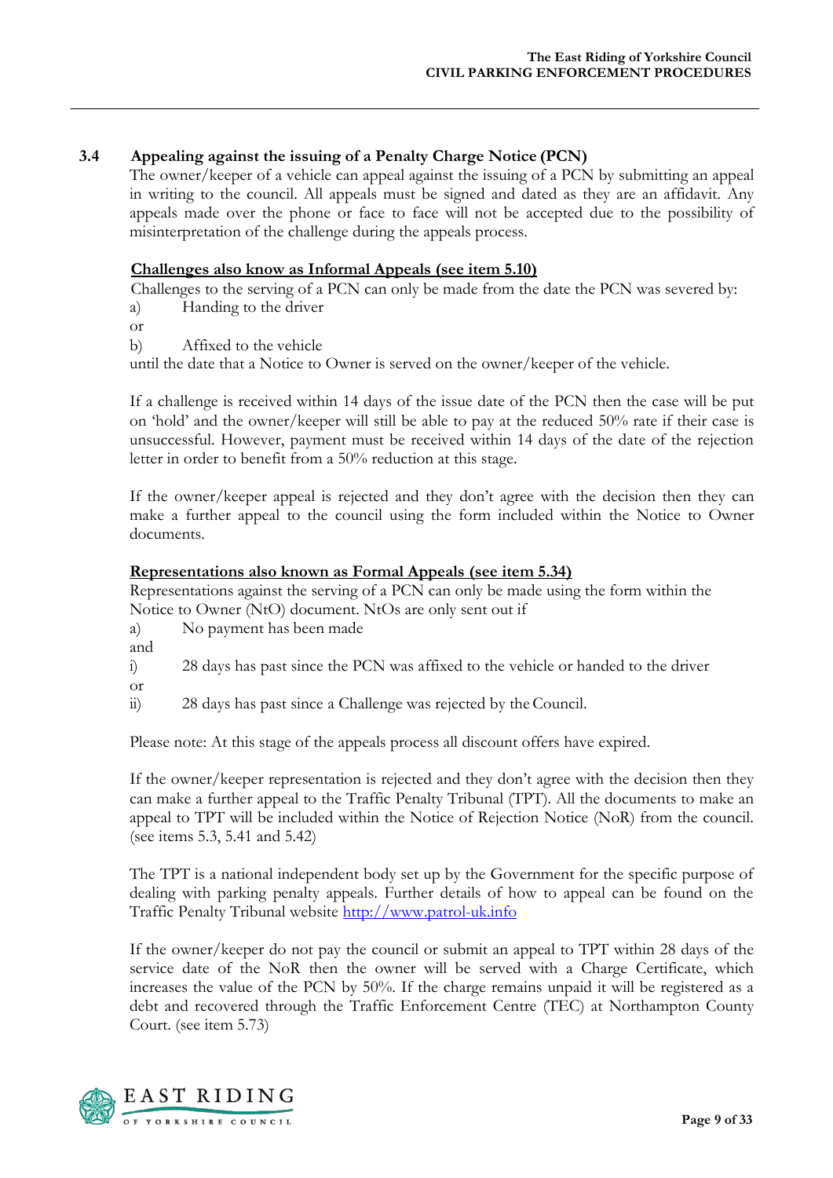## 3.4 Appealing against the issuing of a Penalty Charge Notice (PCN)

The owner/keeper of a vehicle can appeal against the issuing of a PCN by submitting an appeal in writing to the council. All appeals must be signed and dated as they are an affidavit. Any appeals made over the phone or face to face will not be accepted due to the possibility of misinterpretation of the challenge during the appeals process.

**<u>Challenges also know as Informal Appeals (see item 5.10)</u>**

Challenges to the serving of a PCN can only be made from the date the PCN was severed by:

a) Handing to the driver

or

b) Affixed to the vehicle

until the date that a Notice to Owner is served on the owner/keeper of the vehicle.

If a challenge is received within 14 days of the issue date of the PCN then the case will be put on 'hold' and the owner/keeper will still be able to pay at the reduced 50% rate if their case is unsuccessful. However, payment must be received within 14 days of the date of the rejection letter in order to benefit from a 50% reduction at this stage.

If the owner/keeper appeal is rejected and they don't agree with the decision then they can make a further appeal to the council using the form included within the Notice to Owner documents.

**<u>Representations also known as Formal Appeals (see item 5.34)</u>**

Representations against the serving of a PCN can only be made using the form within the Notice to Owner (NtO) document. NtOs are only sent out if

a) No payment has been made

and

i) 28 days has past since the PCN was affixed to the vehicle or handed to the driver

or

ii) 28 days has past since a Challenge was rejected by the Council.

Please note: At this stage of the appeals process all discount offers have expired.

If the owner/keeper representation is rejected and they don't agree with the decision then they can make a further appeal to the Traffic Penalty Tribunal (TPT). All the documents to make an appeal to TPT will be included within the Notice of Rejection Notice (NoR) from the council. (see items 5.3, 5.41 and 5.42)

The TPT is a national independent body set up by the Government for the specific purpose of dealing with parking penalty appeals. Further details of how to appeal can be found on the Traffic Penalty Tribunal website http://www.patrol-uk.info

If the owner/keeper do not pay the council or submit an appeal to TPT within 28 days of the service date of the NoR then the owner will be served with a Charge Certificate, which increases the value of the PCN by 50%. If the charge remains unpaid it will be registered as a debt and recovered through the Traffic Enforcement Centre (TEC) at Northampton County Court. (see item 5.73)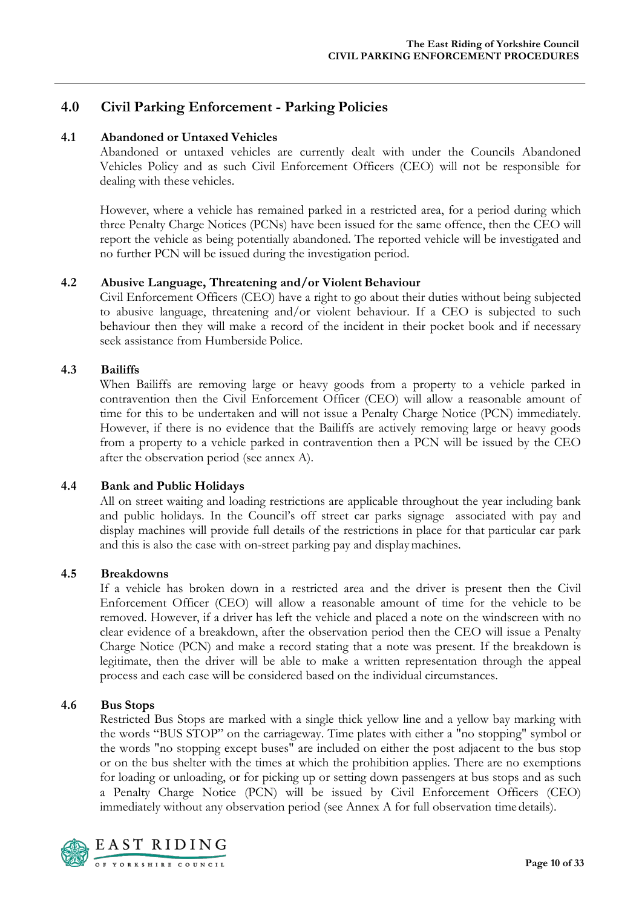## 4.0 Civil Parking Enforcement - Parking Policies

### 4.1 Abandoned or Untaxed Vehicles

Abandoned or untaxed vehicles are currently dealt with under the Councils Abandoned Vehicles Policy and as such Civil Enforcement Officers (CEO) will not be responsible for dealing with these vehicles.

However, where a vehicle has remained parked in a restricted area, for a period during which three Penalty Charge Notices (PCNs) have been issued for the same offence, then the CEO will report the vehicle as being potentially abandoned. The reported vehicle will be investigated and no further PCN will be issued during the investigation period.

### 4.2 Abusive Language, Threatening and/or Violent Behaviour

Civil Enforcement Officers (CEO) have a right to go about their duties without being subjected to abusive language, threatening and/or violent behaviour. If a CEO is subjected to such behaviour then they will make a record of the incident in their pocket book and if necessary seek assistance from Humberside Police.

### 4.3 Bailiffs

When Bailiffs are removing large or heavy goods from a property to a vehicle parked in contravention then the Civil Enforcement Officer (CEO) will allow a reasonable amount of time for this to be undertaken and will not issue a Penalty Charge Notice (PCN) immediately. However, if there is no evidence that the Bailiffs are actively removing large or heavy goods from a property to a vehicle parked in contravention then a PCN will be issued by the CEO after the observation period (see annex A).

### 4.4 Bank and Public Holidays

All on street waiting and loading restrictions are applicable throughout the year including bank and public holidays. In the Council's off street car parks signage associated with pay and display machines will provide full details of the restrictions in place for that particular car park and this is also the case with on-street parking pay and display machines.

### 4.5 Breakdowns

If a vehicle has broken down in a restricted area and the driver is present then the Civil Enforcement Officer (CEO) will allow a reasonable amount of time for the vehicle to be removed. However, if a driver has left the vehicle and placed a note on the windscreen with no clear evidence of a breakdown, after the observation period then the CEO will issue a Penalty Charge Notice (PCN) and make a record stating that a note was present. If the breakdown is legitimate, then the driver will be able to make a written representation through the appeal process and each case will be considered based on the individual circumstances.

### 4.6 Bus Stops

Restricted Bus Stops are marked with a single thick yellow line and a yellow bay marking with the words "BUS STOP" on the carriageway. Time plates with either a "no stopping" symbol or the words "no stopping except buses" are included on either the post adjacent to the bus stop or on the bus shelter with the times at which the prohibition applies. There are no exemptions for loading or unloading, or for picking up or setting down passengers at bus stops and as such a Penalty Charge Notice (PCN) will be issued by Civil Enforcement Officers (CEO) immediately without any observation period (see Annex A for full observation time details).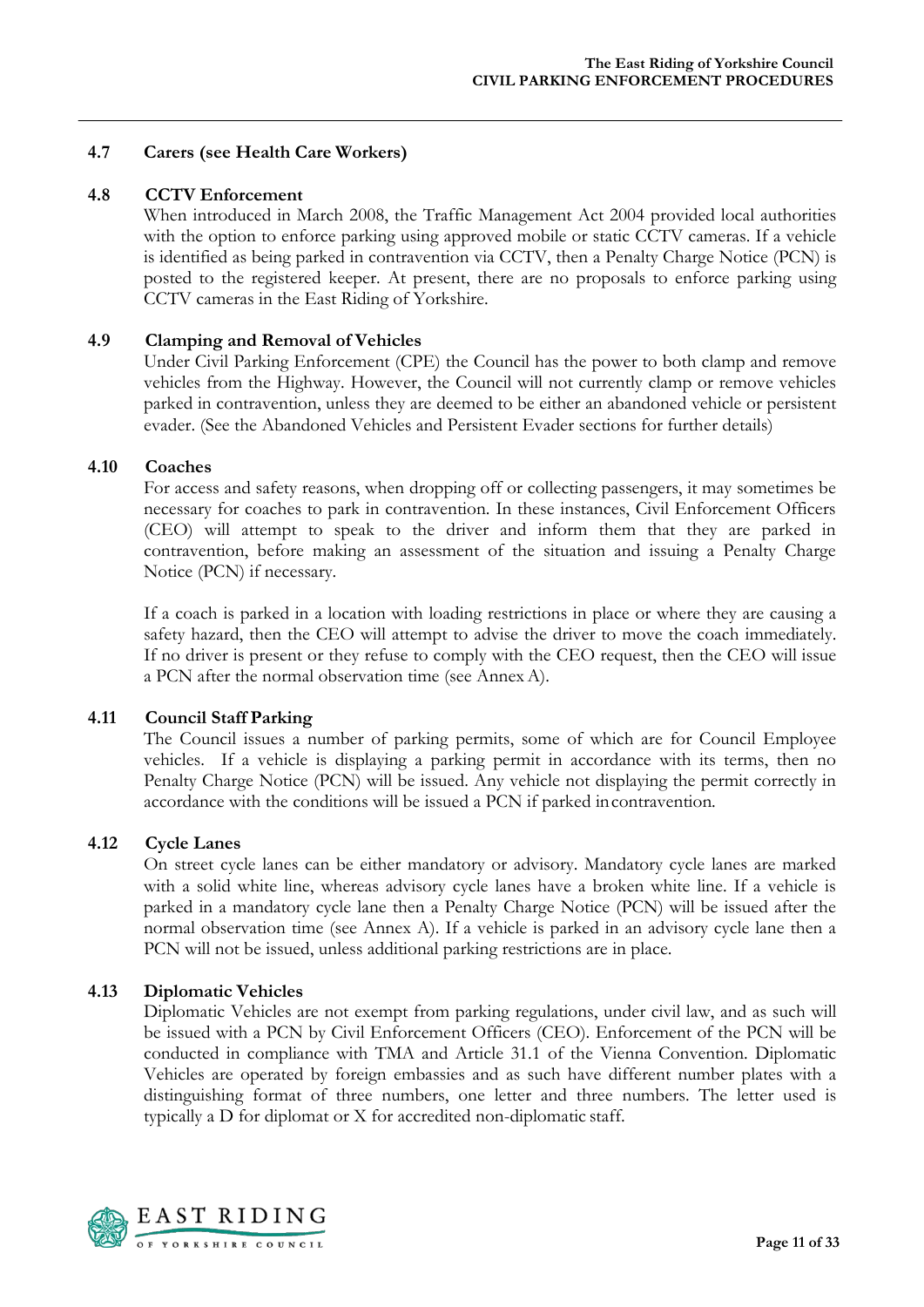### 4.7 Carers (see Health Care Workers)

### 4.8 CCTV Enforcement

When introduced in March 2008, the Traffic Management Act 2004 provided local authorities with the option to enforce parking using approved mobile or static CCTV cameras. If a vehicle is identified as being parked in contravention via CCTV, then a Penalty Charge Notice (PCN) is posted to the registered keeper. At present, there are no proposals to enforce parking using CCTV cameras in the East Riding of Yorkshire.

### 4.9 Clamping and Removal of Vehicles

Under Civil Parking Enforcement (CPE) the Council has the power to both clamp and remove vehicles from the Highway. However, the Council will not currently clamp or remove vehicles parked in contravention, unless they are deemed to be either an abandoned vehicle or persistent evader. (See the Abandoned Vehicles and Persistent Evader sections for further details)

### 4.10 Coaches

For access and safety reasons, when dropping off or collecting passengers, it may sometimes be necessary for coaches to park in contravention. In these instances, Civil Enforcement Officers (CEO) will attempt to speak to the driver and inform them that they are parked in contravention, before making an assessment of the situation and issuing a Penalty Charge Notice (PCN) if necessary.

If a coach is parked in a location with loading restrictions in place or where they are causing a safety hazard, then the CEO will attempt to advise the driver to move the coach immediately. If no driver is present or they refuse to comply with the CEO request, then the CEO will issue a PCN after the normal observation time (see Annex A).

### 4.11 Council Staff Parking

The Council issues a number of parking permits, some of which are for Council Employee vehicles. If a vehicle is displaying a parking permit in accordance with its terms, then no Penalty Charge Notice (PCN) will be issued. Any vehicle not displaying the permit correctly in accordance with the conditions will be issued a PCN if parked in contravention.

### 4.12 Cycle Lanes

On street cycle lanes can be either mandatory or advisory. Mandatory cycle lanes are marked with a solid white line, whereas advisory cycle lanes have a broken white line. If a vehicle is parked in a mandatory cycle lane then a Penalty Charge Notice (PCN) will be issued after the normal observation time (see Annex A). If a vehicle is parked in an advisory cycle lane then a PCN will not be issued, unless additional parking restrictions are in place.

### 4.13 Diplomatic Vehicles

Diplomatic Vehicles are not exempt from parking regulations, under civil law, and as such will be issued with a PCN by Civil Enforcement Officers (CEO). Enforcement of the PCN will be conducted in compliance with TMA and Article 31.1 of the Vienna Convention. Diplomatic Vehicles are operated by foreign embassies and as such have different number plates with a distinguishing format of three numbers, one letter and three numbers. The letter used is typically a D for diplomat or X for accredited non-diplomatic staff.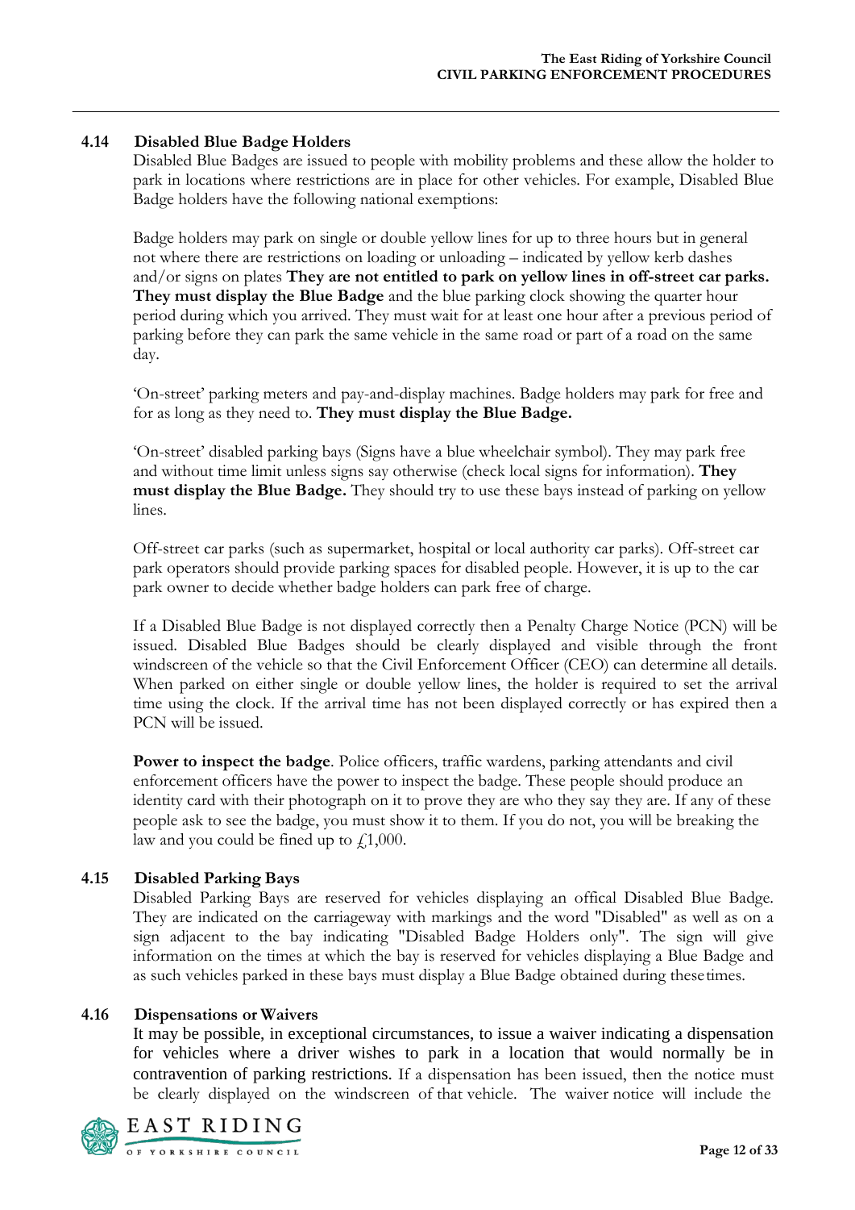### 4.14 Disabled Blue Badge Holders

Disabled Blue Badges are issued to people with mobility problems and these allow the holder to park in locations where restrictions are in place for other vehicles. For example, Disabled Blue Badge holders have the following national exemptions:

Badge holders may park on single or double yellow lines for up to three hours but in general not where there are restrictions on loading or unloading – indicated by yellow kerb dashes and/or signs on plates **They are not entitled to park on yellow lines in off-street car parks. They must display the Blue Badge** and the blue parking clock showing the quarter hour period during which you arrived. They must wait for at least one hour after a previous period of parking before they can park the same vehicle in the same road or part of a road on the same day.

'On-street' parking meters and pay-and-display machines. Badge holders may park for free and for as long as they need to. **They must display the Blue Badge.**

'On-street' disabled parking bays (Signs have a blue wheelchair symbol). They may park free and without time limit unless signs say otherwise (check local signs for information). **They must display the Blue Badge.** They should try to use these bays instead of parking on yellow lines.

Off-street car parks (such as supermarket, hospital or local authority car parks). Off-street car park operators should provide parking spaces for disabled people. However, it is up to the car park owner to decide whether badge holders can park free of charge.

If a Disabled Blue Badge is not displayed correctly then a Penalty Charge Notice (PCN) will be issued. Disabled Blue Badges should be clearly displayed and visible through the front windscreen of the vehicle so that the Civil Enforcement Officer (CEO) can determine all details. When parked on either single or double yellow lines, the holder is required to set the arrival time using the clock. If the arrival time has not been displayed correctly or has expired then a PCN will be issued.

**Power to inspect the badge**. Police officers, traffic wardens, parking attendants and civil enforcement officers have the power to inspect the badge. These people should produce an identity card with their photograph on it to prove they are who they say they are. If any of these people ask to see the badge, you must show it to them. If you do not, you will be breaking the law and you could be fined up to £1,000.

### 4.15 Disabled Parking Bays

Disabled Parking Bays are reserved for vehicles displaying an offical Disabled Blue Badge. They are indicated on the carriageway with markings and the word "Disabled" as well as on a sign adjacent to the bay indicating "Disabled Badge Holders only". The sign will give information on the times at which the bay is reserved for vehicles displaying a Blue Badge and as such vehicles parked in these bays must display a Blue Badge obtained during these times.

### 4.16 Dispensations or Waivers

It may be possible, in exceptional circumstances, to issue a waiver indicating a dispensation for vehicles where a driver wishes to park in a location that would normally be in contravention of parking restrictions. If a dispensation has been issued, then the notice must be clearly displayed on the windscreen of that vehicle. The waiver notice will include the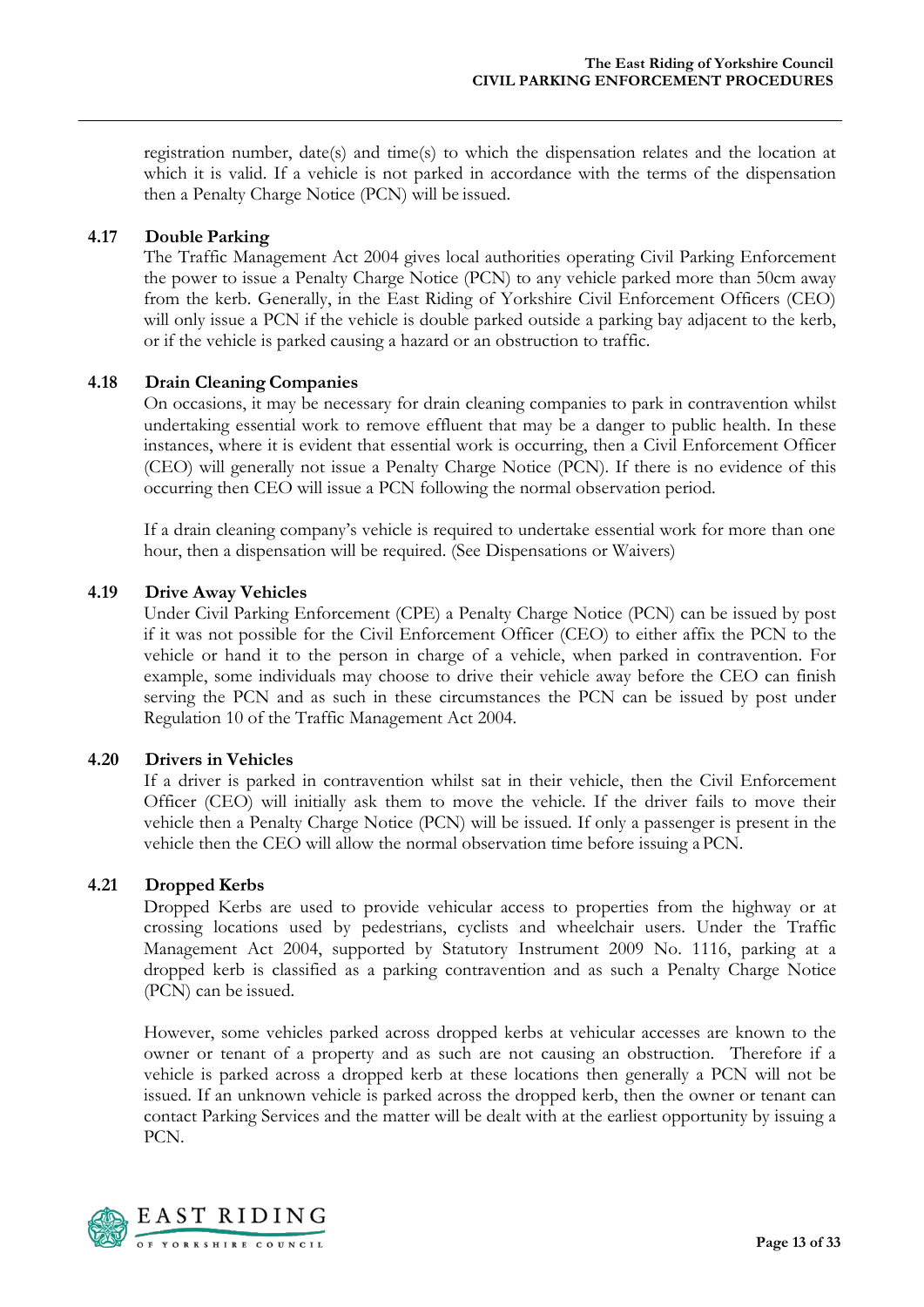registration number, date(s) and time(s) to which the dispensation relates and the location at which it is valid. If a vehicle is not parked in accordance with the terms of the dispensation then a Penalty Charge Notice (PCN) will be issued.

### 4.17 Double Parking

The Traffic Management Act 2004 gives local authorities operating Civil Parking Enforcement the power to issue a Penalty Charge Notice (PCN) to any vehicle parked more than 50cm away from the kerb. Generally, in the East Riding of Yorkshire Civil Enforcement Officers (CEO) will only issue a PCN if the vehicle is double parked outside a parking bay adjacent to the kerb, or if the vehicle is parked causing a hazard or an obstruction to traffic.

### 4.18 Drain Cleaning Companies

On occasions, it may be necessary for drain cleaning companies to park in contravention whilst undertaking essential work to remove effluent that may be a danger to public health. In these instances, where it is evident that essential work is occurring, then a Civil Enforcement Officer (CEO) will generally not issue a Penalty Charge Notice (PCN). If there is no evidence of this occurring then CEO will issue a PCN following the normal observation period.

If a drain cleaning company's vehicle is required to undertake essential work for more than one hour, then a dispensation will be required. (See Dispensations or Waivers)

### 4.19 Drive Away Vehicles

Under Civil Parking Enforcement (CPE) a Penalty Charge Notice (PCN) can be issued by post if it was not possible for the Civil Enforcement Officer (CEO) to either affix the PCN to the vehicle or hand it to the person in charge of a vehicle, when parked in contravention. For example, some individuals may choose to drive their vehicle away before the CEO can finish serving the PCN and as such in these circumstances the PCN can be issued by post under Regulation 10 of the Traffic Management Act 2004.

### 4.20 Drivers in Vehicles

If a driver is parked in contravention whilst sat in their vehicle, then the Civil Enforcement Officer (CEO) will initially ask them to move the vehicle. If the driver fails to move their vehicle then a Penalty Charge Notice (PCN) will be issued. If only a passenger is present in the vehicle then the CEO will allow the normal observation time before issuing a PCN.

### 4.21 Dropped Kerbs

Dropped Kerbs are used to provide vehicular access to properties from the highway or at crossing locations used by pedestrians, cyclists and wheelchair users. Under the Traffic Management Act 2004, supported by Statutory Instrument 2009 No. 1116, parking at a dropped kerb is classified as a parking contravention and as such a Penalty Charge Notice (PCN) can be issued.

However, some vehicles parked across dropped kerbs at vehicular accesses are known to the owner or tenant of a property and as such are not causing an obstruction. Therefore if a vehicle is parked across a dropped kerb at these locations then generally a PCN will not be issued. If an unknown vehicle is parked across the dropped kerb, then the owner or tenant can contact Parking Services and the matter will be dealt with at the earliest opportunity by issuing a PCN.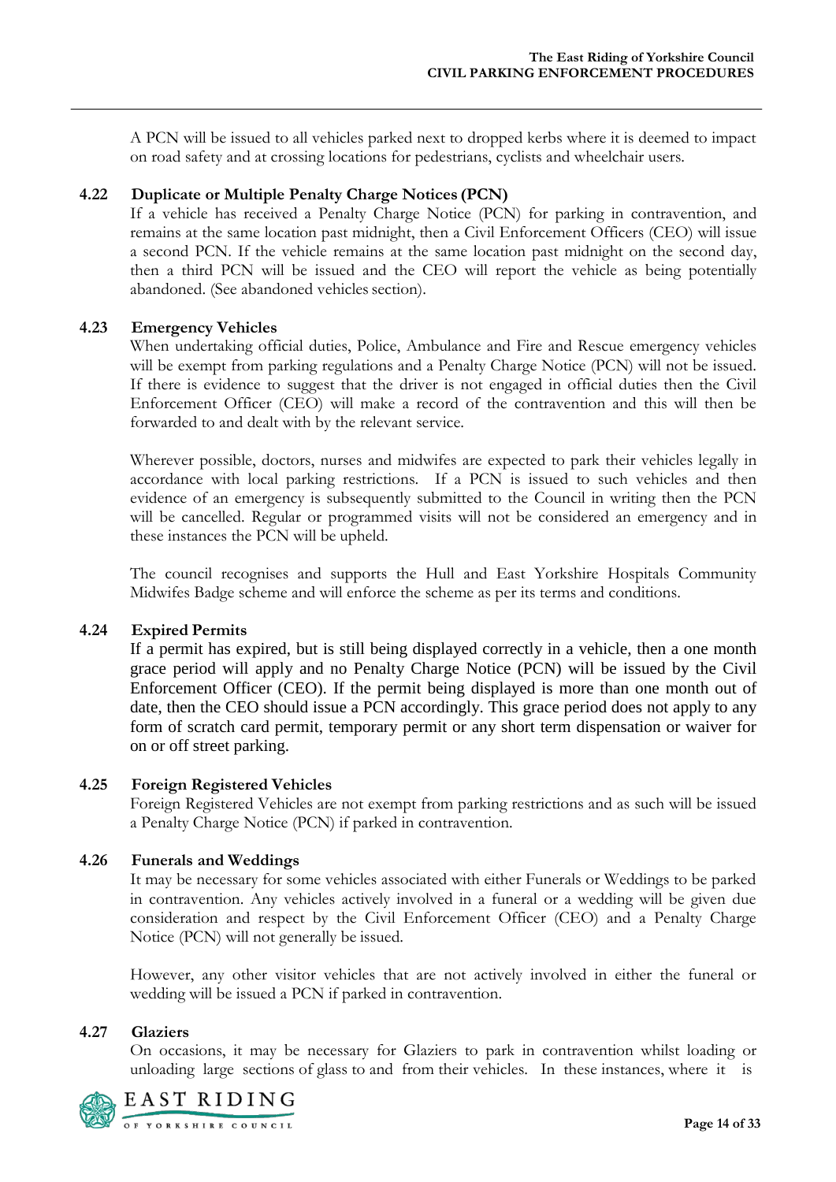A PCN will be issued to all vehicles parked next to dropped kerbs where it is deemed to impact on road safety and at crossing locations for pedestrians, cyclists and wheelchair users.

### 4.22 Duplicate or Multiple Penalty Charge Notices (PCN)

If a vehicle has received a Penalty Charge Notice (PCN) for parking in contravention, and remains at the same location past midnight, then a Civil Enforcement Officers (CEO) will issue a second PCN. If the vehicle remains at the same location past midnight on the second day, then a third PCN will be issued and the CEO will report the vehicle as being potentially abandoned. (See abandoned vehicles section).

### 4.23 Emergency Vehicles

When undertaking official duties, Police, Ambulance and Fire and Rescue emergency vehicles will be exempt from parking regulations and a Penalty Charge Notice (PCN) will not be issued. If there is evidence to suggest that the driver is not engaged in official duties then the Civil Enforcement Officer (CEO) will make a record of the contravention and this will then be forwarded to and dealt with by the relevant service.

Wherever possible, doctors, nurses and midwifes are expected to park their vehicles legally in accordance with local parking restrictions. If a PCN is issued to such vehicles and then evidence of an emergency is subsequently submitted to the Council in writing then the PCN will be cancelled. Regular or programmed visits will not be considered an emergency and in these instances the PCN will be upheld.

The council recognises and supports the Hull and East Yorkshire Hospitals Community Midwifes Badge scheme and will enforce the scheme as per its terms and conditions.

### 4.24 Expired Permits

If a permit has expired, but is still being displayed correctly in a vehicle, then a one month grace period will apply and no Penalty Charge Notice (PCN) will be issued by the Civil Enforcement Officer (CEO). If the permit being displayed is more than one month out of date, then the CEO should issue a PCN accordingly. This grace period does not apply to any form of scratch card permit, temporary permit or any short term dispensation or waiver for on or off street parking.

### 4.25 Foreign Registered Vehicles

Foreign Registered Vehicles are not exempt from parking restrictions and as such will be issued a Penalty Charge Notice (PCN) if parked in contravention.

### 4.26 Funerals and Weddings

It may be necessary for some vehicles associated with either Funerals or Weddings to be parked in contravention. Any vehicles actively involved in a funeral or a wedding will be given due consideration and respect by the Civil Enforcement Officer (CEO) and a Penalty Charge Notice (PCN) will not generally be issued.

However, any other visitor vehicles that are not actively involved in either the funeral or wedding will be issued a PCN if parked in contravention.

### 4.27 Glaziers

On occasions, it may be necessary for Glaziers to park in contravention whilst loading or unloading large sections of glass to and from their vehicles. In these instances, where it is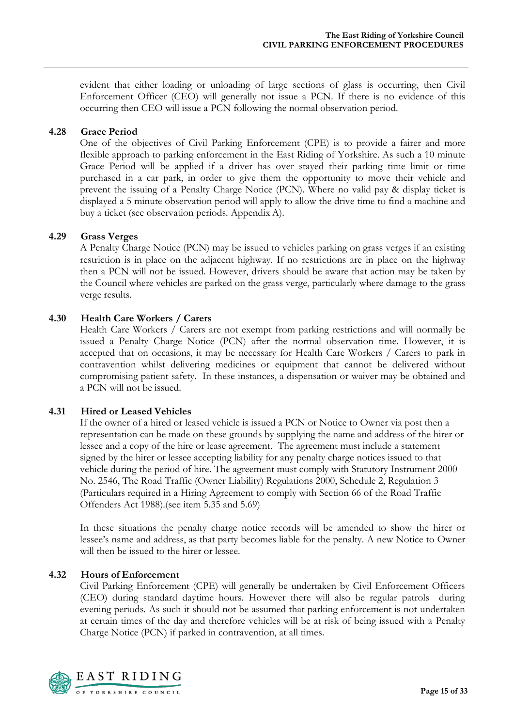evident that either loading or unloading of large sections of glass is occurring, then Civil Enforcement Officer (CEO) will generally not issue a PCN. If there is no evidence of this occurring then CEO will issue a PCN following the normal observation period.

### 4.28 Grace Period

One of the objectives of Civil Parking Enforcement (CPE) is to provide a fairer and more flexible approach to parking enforcement in the East Riding of Yorkshire. As such a 10 minute Grace Period will be applied if a driver has over stayed their parking time limit or time purchased in a car park, in order to give them the opportunity to move their vehicle and prevent the issuing of a Penalty Charge Notice (PCN). Where no valid pay & display ticket is displayed a 5 minute observation period will apply to allow the drive time to find a machine and buy a ticket (see observation periods. Appendix A).

### 4.29 Grass Verges

A Penalty Charge Notice (PCN) may be issued to vehicles parking on grass verges if an existing restriction is in place on the adjacent highway. If no restrictions are in place on the highway then a PCN will not be issued. However, drivers should be aware that action may be taken by the Council where vehicles are parked on the grass verge, particularly where damage to the grass verge results.

### 4.30 Health Care Workers / Carers

Health Care Workers / Carers are not exempt from parking restrictions and will normally be issued a Penalty Charge Notice (PCN) after the normal observation time. However, it is accepted that on occasions, it may be necessary for Health Care Workers / Carers to park in contravention whilst delivering medicines or equipment that cannot be delivered without compromising patient safety. In these instances, a dispensation or waiver may be obtained and a PCN will not be issued.

### 4.31 Hired or Leased Vehicles

If the owner of a hired or leased vehicle is issued a PCN or Notice to Owner via post then a representation can be made on these grounds by supplying the name and address of the hirer or lessee and a copy of the hire or lease agreement. The agreement must include a statement signed by the hirer or lessee accepting liability for any penalty charge notices issued to that vehicle during the period of hire. The agreement must comply with Statutory Instrument 2000 No. 2546, The Road Traffic (Owner Liability) Regulations 2000, Schedule 2, Regulation 3 (Particulars required in a Hiring Agreement to comply with Section 66 of the Road Traffic Offenders Act 1988).(see item 5.35 and 5.69)

In these situations the penalty charge notice records will be amended to show the hirer or lessee's name and address, as that party becomes liable for the penalty. A new Notice to Owner will then be issued to the hirer or lessee.

### 4.32 Hours of Enforcement

Civil Parking Enforcement (CPE) will generally be undertaken by Civil Enforcement Officers (CEO) during standard daytime hours. However there will also be regular patrols during evening periods. As such it should not be assumed that parking enforcement is not undertaken at certain times of the day and therefore vehicles will be at risk of being issued with a Penalty Charge Notice (PCN) if parked in contravention, at all times.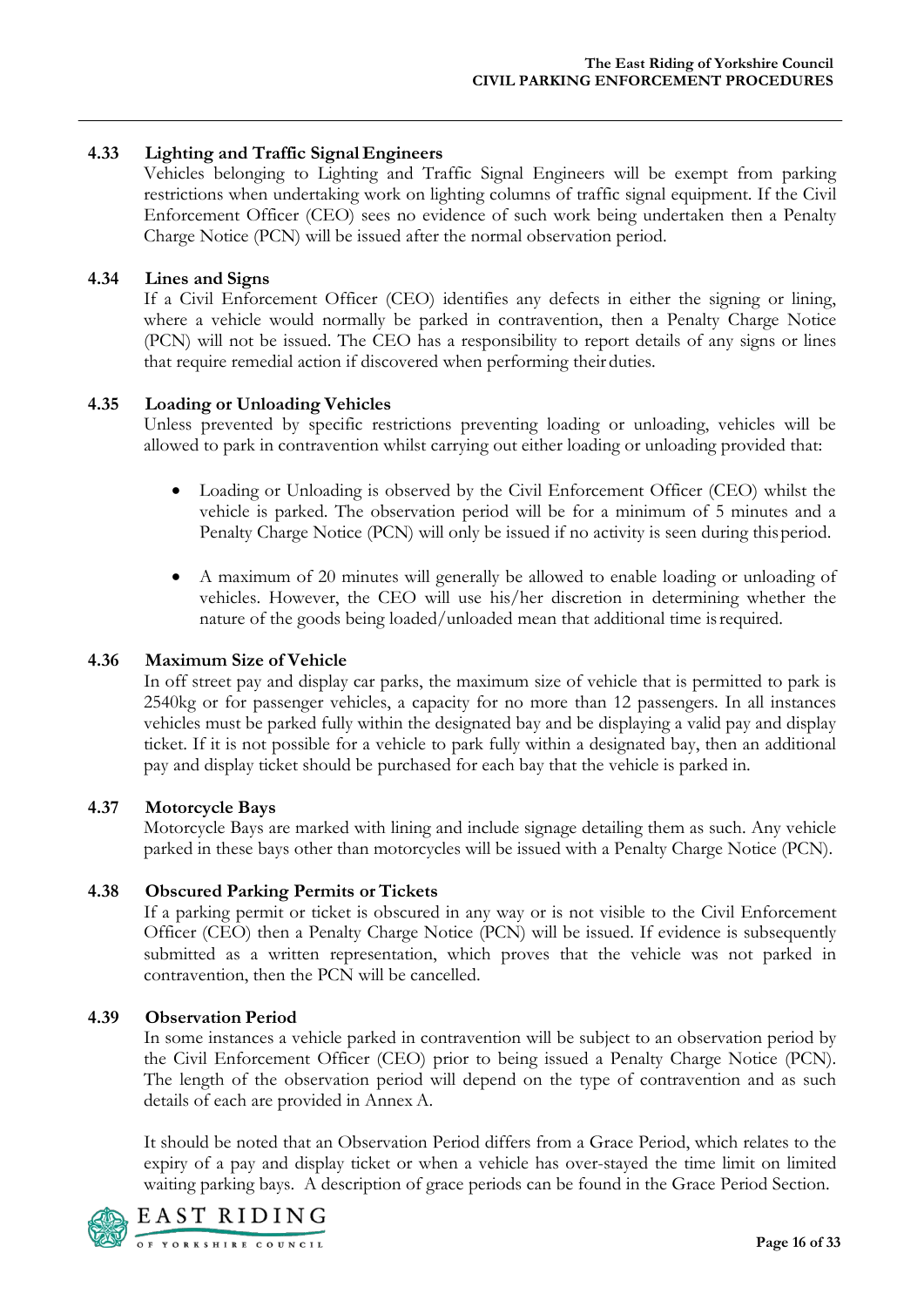### 4.33 Lighting and Traffic Signal Engineers

Vehicles belonging to Lighting and Traffic Signal Engineers will be exempt from parking restrictions when undertaking work on lighting columns of traffic signal equipment. If the Civil Enforcement Officer (CEO) sees no evidence of such work being undertaken then a Penalty Charge Notice (PCN) will be issued after the normal observation period.

### 4.34 Lines and Signs

If a Civil Enforcement Officer (CEO) identifies any defects in either the signing or lining, where a vehicle would normally be parked in contravention, then a Penalty Charge Notice (PCN) will not be issued. The CEO has a responsibility to report details of any signs or lines that require remedial action if discovered when performing their duties.

### 4.35 Loading or Unloading Vehicles

Unless prevented by specific restrictions preventing loading or unloading, vehicles will be allowed to park in contravention whilst carrying out either loading or unloading provided that:

- Loading or Unloading is observed by the Civil Enforcement Officer (CEO) whilst the vehicle is parked. The observation period will be for a minimum of 5 minutes and a Penalty Charge Notice (PCN) will only be issued if no activity is seen during this period.
- A maximum of 20 minutes will generally be allowed to enable loading or unloading of vehicles. However, the CEO will use his/her discretion in determining whether the nature of the goods being loaded/unloaded mean that additional time is required.

### 4.36 Maximum Size of Vehicle

In off street pay and display car parks, the maximum size of vehicle that is permitted to park is 2540kg or for passenger vehicles, a capacity for no more than 12 passengers. In all instances vehicles must be parked fully within the designated bay and be displaying a valid pay and display ticket. If it is not possible for a vehicle to park fully within a designated bay, then an additional pay and display ticket should be purchased for each bay that the vehicle is parked in.

### 4.37 Motorcycle Bays

Motorcycle Bays are marked with lining and include signage detailing them as such. Any vehicle parked in these bays other than motorcycles will be issued with a Penalty Charge Notice (PCN).

### 4.38 Obscured Parking Permits or Tickets

If a parking permit or ticket is obscured in any way or is not visible to the Civil Enforcement Officer (CEO) then a Penalty Charge Notice (PCN) will be issued. If evidence is subsequently submitted as a written representation, which proves that the vehicle was not parked in contravention, then the PCN will be cancelled.

### 4.39 Observation Period

In some instances a vehicle parked in contravention will be subject to an observation period by the Civil Enforcement Officer (CEO) prior to being issued a Penalty Charge Notice (PCN). The length of the observation period will depend on the type of contravention and as such details of each are provided in Annex A.

It should be noted that an Observation Period differs from a Grace Period, which relates to the expiry of a pay and display ticket or when a vehicle has over-stayed the time limit on limited waiting parking bays. A description of grace periods can be found in the Grace Period Section.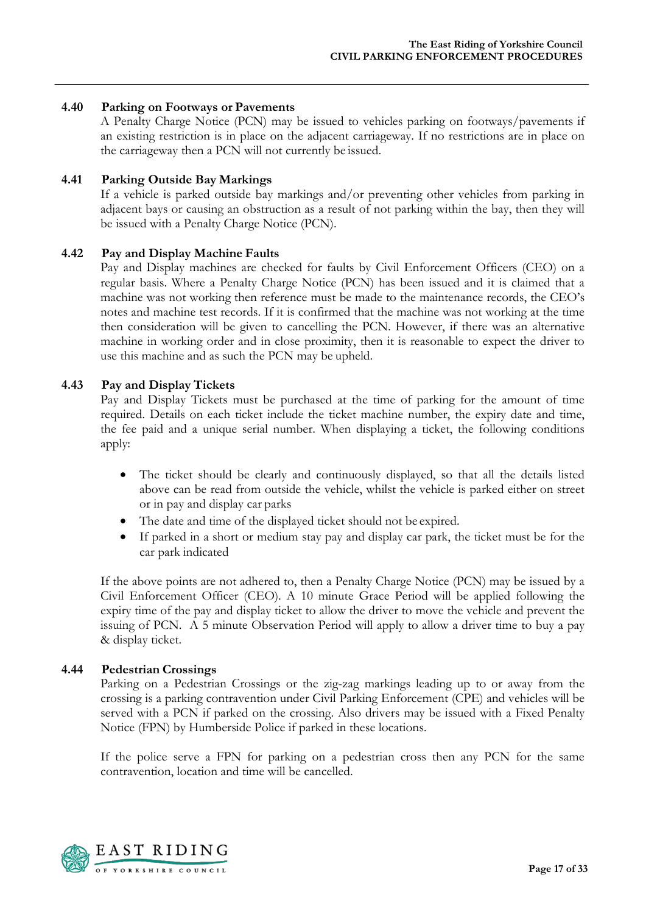### 4.40 Parking on Footways or Pavements

A Penalty Charge Notice (PCN) may be issued to vehicles parking on footways/pavements if an existing restriction is in place on the adjacent carriageway. If no restrictions are in place on the carriageway then a PCN will not currently be issued.

### 4.41 Parking Outside Bay Markings

If a vehicle is parked outside bay markings and/or preventing other vehicles from parking in adjacent bays or causing an obstruction as a result of not parking within the bay, then they will be issued with a Penalty Charge Notice (PCN).

### 4.42 Pay and Display Machine Faults

Pay and Display machines are checked for faults by Civil Enforcement Officers (CEO) on a regular basis. Where a Penalty Charge Notice (PCN) has been issued and it is claimed that a machine was not working then reference must be made to the maintenance records, the CEO's notes and machine test records. If it is confirmed that the machine was not working at the time then consideration will be given to cancelling the PCN. However, if there was an alternative machine in working order and in close proximity, then it is reasonable to expect the driver to use this machine and as such the PCN may be upheld.

### 4.43 Pay and Display Tickets

Pay and Display Tickets must be purchased at the time of parking for the amount of time required. Details on each ticket include the ticket machine number, the expiry date and time, the fee paid and a unique serial number. When displaying a ticket, the following conditions apply:

- The ticket should be clearly and continuously displayed, so that all the details listed above can be read from outside the vehicle, whilst the vehicle is parked either on street or in pay and display car parks
- The date and time of the displayed ticket should not be expired.
- If parked in a short or medium stay pay and display car park, the ticket must be for the car park indicated

If the above points are not adhered to, then a Penalty Charge Notice (PCN) may be issued by a Civil Enforcement Officer (CEO). A 10 minute Grace Period will be applied following the expiry time of the pay and display ticket to allow the driver to move the vehicle and prevent the issuing of PCN. A 5 minute Observation Period will apply to allow a driver time to buy a pay & display ticket.

### 4.44 Pedestrian Crossings

Parking on a Pedestrian Crossings or the zig-zag markings leading up to or away from the crossing is a parking contravention under Civil Parking Enforcement (CPE) and vehicles will be served with a PCN if parked on the crossing. Also drivers may be issued with a Fixed Penalty Notice (FPN) by Humberside Police if parked in these locations.

If the police serve a FPN for parking on a pedestrian cross then any PCN for the same contravention, location and time will be cancelled.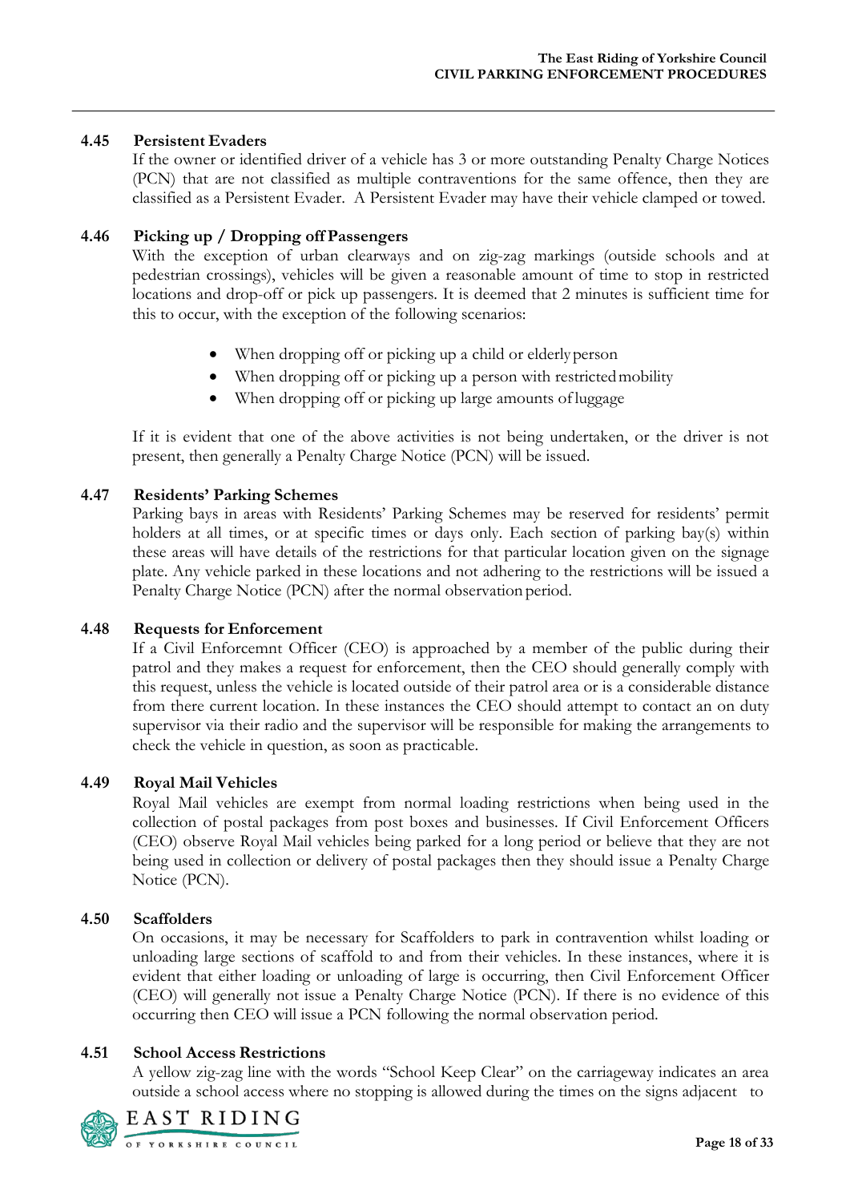### 4.45 Persistent Evaders

If the owner or identified driver of a vehicle has 3 or more outstanding Penalty Charge Notices (PCN) that are not classified as multiple contraventions for the same offence, then they are classified as a Persistent Evader. A Persistent Evader may have their vehicle clamped or towed.

### 4.46 Picking up / Dropping off Passengers

With the exception of urban clearways and on zig-zag markings (outside schools and at pedestrian crossings), vehicles will be given a reasonable amount of time to stop in restricted locations and drop-off or pick up passengers. It is deemed that 2 minutes is sufficient time for this to occur, with the exception of the following scenarios:

- When dropping off or picking up a child or elderly person
- When dropping off or picking up a person with restricted mobility
- When dropping off or picking up large amounts of luggage

If it is evident that one of the above activities is not being undertaken, or the driver is not present, then generally a Penalty Charge Notice (PCN) will be issued.

### 4.47 Residents' Parking Schemes

Parking bays in areas with Residents' Parking Schemes may be reserved for residents' permit holders at all times, or at specific times or days only. Each section of parking bay(s) within these areas will have details of the restrictions for that particular location given on the signage plate. Any vehicle parked in these locations and not adhering to the restrictions will be issued a Penalty Charge Notice (PCN) after the normal observation period.

### 4.48 Requests for Enforcement

If a Civil Enforcemnt Officer (CEO) is approached by a member of the public during their patrol and they makes a request for enforcement, then the CEO should generally comply with this request, unless the vehicle is located outside of their patrol area or is a considerable distance from there current location. In these instances the CEO should attempt to contact an on duty supervisor via their radio and the supervisor will be responsible for making the arrangements to check the vehicle in question, as soon as practicable.

### 4.49 Royal Mail Vehicles

Royal Mail vehicles are exempt from normal loading restrictions when being used in the collection of postal packages from post boxes and businesses. If Civil Enforcement Officers (CEO) observe Royal Mail vehicles being parked for a long period or believe that they are not being used in collection or delivery of postal packages then they should issue a Penalty Charge Notice (PCN).

### 4.50 Scaffolders

On occasions, it may be necessary for Scaffolders to park in contravention whilst loading or unloading large sections of scaffold to and from their vehicles. In these instances, where it is evident that either loading or unloading of large is occurring, then Civil Enforcement Officer (CEO) will generally not issue a Penalty Charge Notice (PCN). If there is no evidence of this occurring then CEO will issue a PCN following the normal observation period.

### 4.51 School Access Restrictions

A yellow zig-zag line with the words "School Keep Clear" on the carriageway indicates an area outside a school access where no stopping is allowed during the times on the signs adjacent to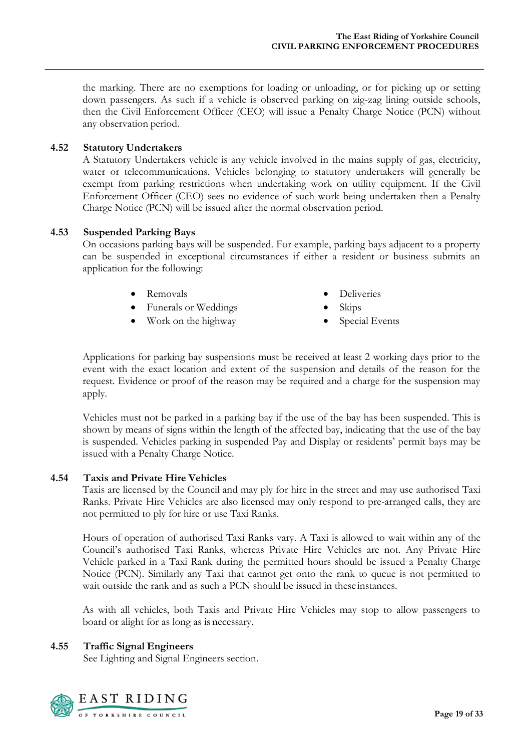the marking. There are no exemptions for loading or unloading, or for picking up or setting down passengers. As such if a vehicle is observed parking on zig-zag lining outside schools, then the Civil Enforcement Officer (CEO) will issue a Penalty Charge Notice (PCN) without any observation period.

### 4.52 Statutory Undertakers

A Statutory Undertakers vehicle is any vehicle involved in the mains supply of gas, electricity, water or telecommunications. Vehicles belonging to statutory undertakers will generally be exempt from parking restrictions when undertaking work on utility equipment. If the Civil Enforcement Officer (CEO) sees no evidence of such work being undertaken then a Penalty Charge Notice (PCN) will be issued after the normal observation period.

### 4.53 Suspended Parking Bays

On occasions parking bays will be suspended. For example, parking bays adjacent to a property can be suspended in exceptional circumstances if either a resident or business submits an application for the following:

- Removals
- Funerals or Weddings
- Work on the highway
- Deliveries
- Skips
- Special Events

Applications for parking bay suspensions must be received at least 2 working days prior to the event with the exact location and extent of the suspension and details of the reason for the request. Evidence or proof of the reason may be required and a charge for the suspension may apply.

Vehicles must not be parked in a parking bay if the use of the bay has been suspended. This is shown by means of signs within the length of the affected bay, indicating that the use of the bay is suspended. Vehicles parking in suspended Pay and Display or residents' permit bays may be issued with a Penalty Charge Notice.

### 4.54 Taxis and Private Hire Vehicles

Taxis are licensed by the Council and may ply for hire in the street and may use authorised Taxi Ranks. Private Hire Vehicles are also licensed may only respond to pre-arranged calls, they are not permitted to ply for hire or use Taxi Ranks.

Hours of operation of authorised Taxi Ranks vary. A Taxi is allowed to wait within any of the Council's authorised Taxi Ranks, whereas Private Hire Vehicles are not. Any Private Hire Vehicle parked in a Taxi Rank during the permitted hours should be issued a Penalty Charge Notice (PCN). Similarly any Taxi that cannot get onto the rank to queue is not permitted to wait outside the rank and as such a PCN should be issued in these instances.

As with all vehicles, both Taxis and Private Hire Vehicles may stop to allow passengers to board or alight for as long as is necessary.

### 4.55 Traffic Signal Engineers

See Lighting and Signal Engineers section.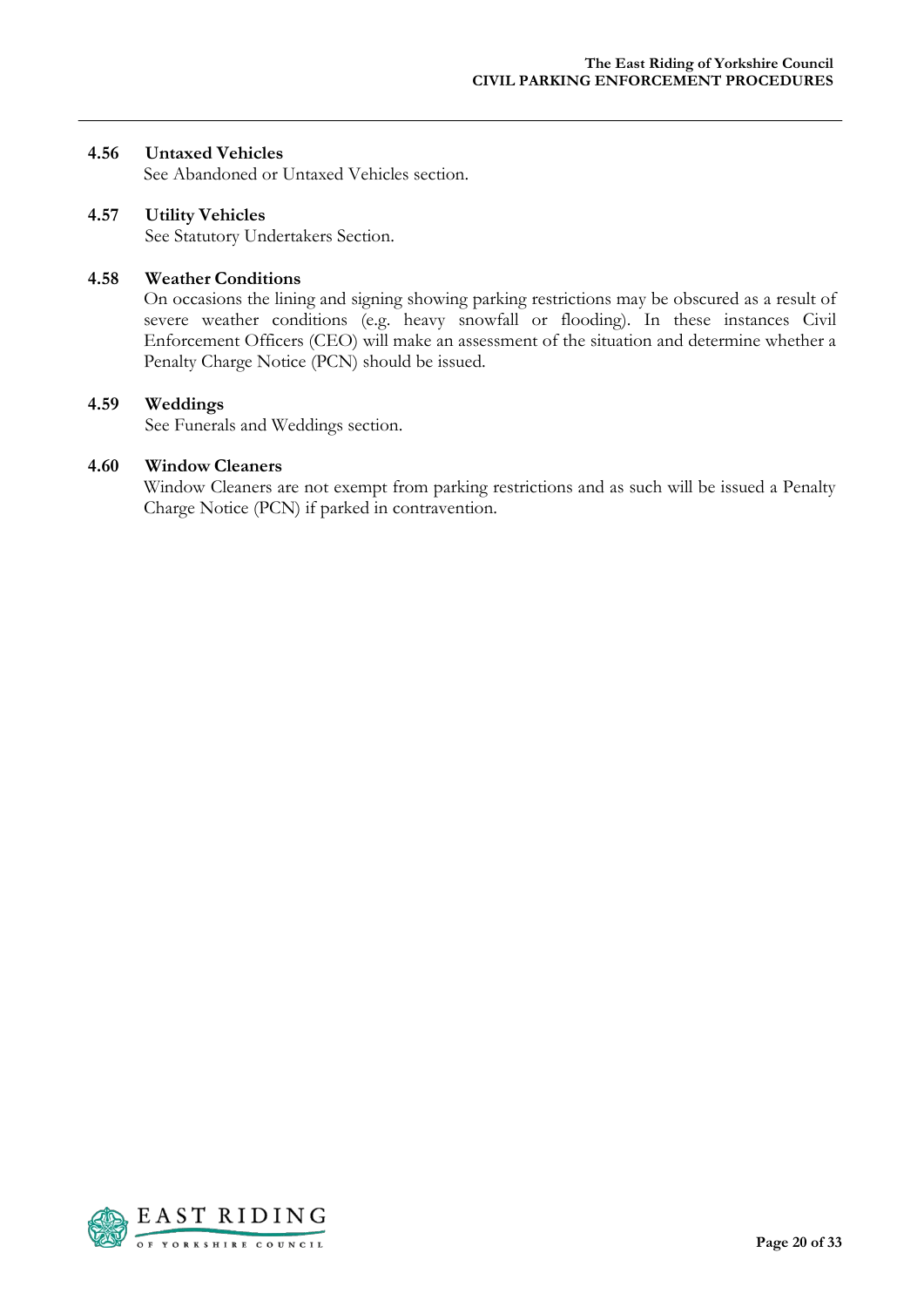### 4.56 Untaxed Vehicles

See Abandoned or Untaxed Vehicles section.

### 4.57 Utility Vehicles

See Statutory Undertakers Section.

### 4.58 Weather Conditions

On occasions the lining and signing showing parking restrictions may be obscured as a result of severe weather conditions (e.g. heavy snowfall or flooding). In these instances Civil Enforcement Officers (CEO) will make an assessment of the situation and determine whether a Penalty Charge Notice (PCN) should be issued.

### 4.59 Weddings

See Funerals and Weddings section.

### 4.60 Window Cleaners

Window Cleaners are not exempt from parking restrictions and as such will be issued a Penalty Charge Notice (PCN) if parked in contravention.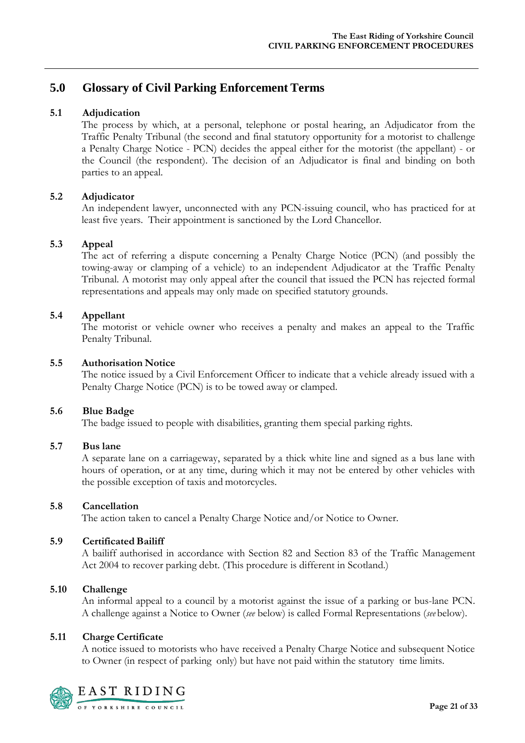## 5.0 Glossary of Civil Parking Enforcement Terms

### 5.1 Adjudication

The process by which, at a personal, telephone or postal hearing, an Adjudicator from the Traffic Penalty Tribunal (the second and final statutory opportunity for a motorist to challenge a Penalty Charge Notice - PCN) decides the appeal either for the motorist (the appellant) - or the Council (the respondent). The decision of an Adjudicator is final and binding on both parties to an appeal.

### 5.2 Adjudicator

An independent lawyer, unconnected with any PCN-issuing council, who has practiced for at least five years. Their appointment is sanctioned by the Lord Chancellor.

### 5.3 Appeal

The act of referring a dispute concerning a Penalty Charge Notice (PCN) (and possibly the towing-away or clamping of a vehicle) to an independent Adjudicator at the Traffic Penalty Tribunal. A motorist may only appeal after the council that issued the PCN has rejected formal representations and appeals may only made on specified statutory grounds.

### 5.4 Appellant

The motorist or vehicle owner who receives a penalty and makes an appeal to the Traffic Penalty Tribunal.

### 5.5 Authorisation Notice

The notice issued by a Civil Enforcement Officer to indicate that a vehicle already issued with a Penalty Charge Notice (PCN) is to be towed away or clamped.

### 5.6 Blue Badge

The badge issued to people with disabilities, granting them special parking rights.

### 5.7 Bus lane

A separate lane on a carriageway, separated by a thick white line and signed as a bus lane with hours of operation, or at any time, during which it may not be entered by other vehicles with the possible exception of taxis and motorcycles.

### 5.8 Cancellation

The action taken to cancel a Penalty Charge Notice and/or Notice to Owner.

### 5.9 Certificated Bailiff

A bailiff authorised in accordance with Section 82 and Section 83 of the Traffic Management Act 2004 to recover parking debt. (This procedure is different in Scotland.)

### 5.10 Challenge

An informal appeal to a council by a motorist against the issue of a parking or bus-lane PCN. A challenge against a Notice to Owner (*see* below) is called Formal Representations (*see* below).

### 5.11 Charge Certificate

A notice issued to motorists who have received a Penalty Charge Notice and subsequent Notice to Owner (in respect of parking only) but have not paid within the statutory time limits.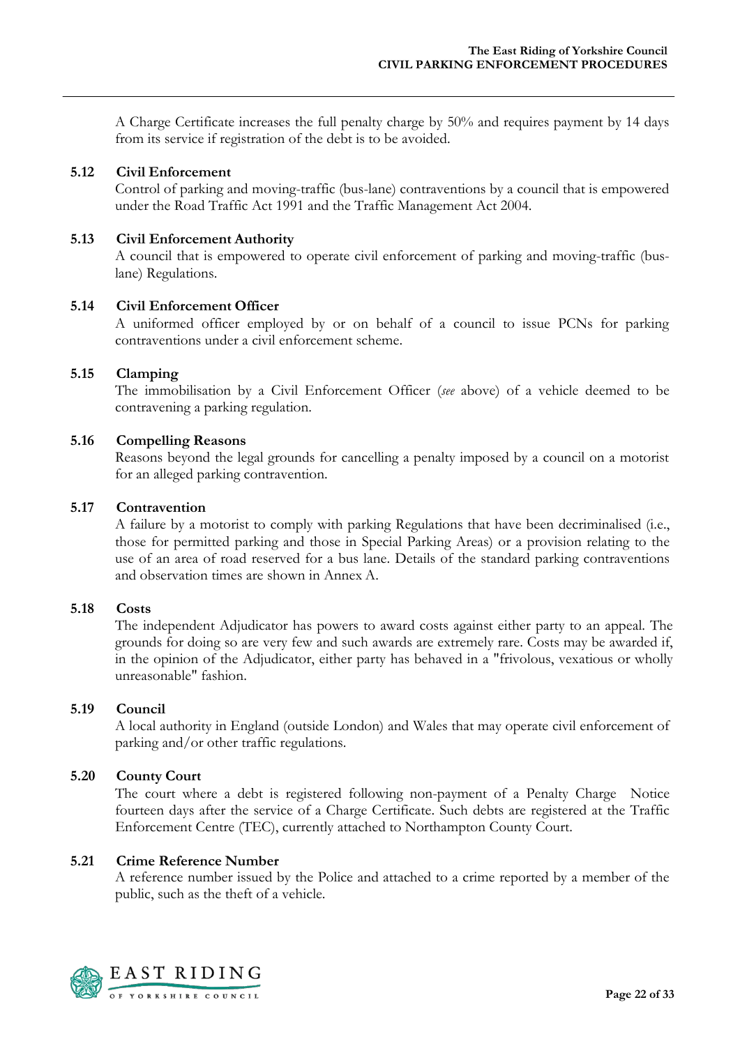A Charge Certificate increases the full penalty charge by 50% and requires payment by 14 days from its service if registration of the debt is to be avoided.

### 5.12 Civil Enforcement

Control of parking and moving-traffic (bus-lane) contraventions by a council that is empowered under the Road Traffic Act 1991 and the Traffic Management Act 2004.

### 5.13 Civil Enforcement Authority

A council that is empowered to operate civil enforcement of parking and moving-traffic (bus-lane) Regulations.

### 5.14 Civil Enforcement Officer

A uniformed officer employed by or on behalf of a council to issue PCNs for parking contraventions under a civil enforcement scheme.

### 5.15 Clamping

The immobilisation by a Civil Enforcement Officer (*see* above) of a vehicle deemed to be contravening a parking regulation.

### 5.16 Compelling Reasons

Reasons beyond the legal grounds for cancelling a penalty imposed by a council on a motorist for an alleged parking contravention.

### 5.17 Contravention

A failure by a motorist to comply with parking Regulations that have been decriminalised (i.e., those for permitted parking and those in Special Parking Areas) or a provision relating to the use of an area of road reserved for a bus lane. Details of the standard parking contraventions and observation times are shown in Annex A.

### 5.18 Costs

The independent Adjudicator has powers to award costs against either party to an appeal. The grounds for doing so are very few and such awards are extremely rare. Costs may be awarded if, in the opinion of the Adjudicator, either party has behaved in a "frivolous, vexatious or wholly unreasonable" fashion.

### 5.19 Council

A local authority in England (outside London) and Wales that may operate civil enforcement of parking and/or other traffic regulations.

### 5.20 County Court

The court where a debt is registered following non-payment of a Penalty Charge Notice fourteen days after the service of a Charge Certificate. Such debts are registered at the Traffic Enforcement Centre (TEC), currently attached to Northampton County Court.

### 5.21 Crime Reference Number

A reference number issued by the Police and attached to a crime reported by a member of the public, such as the theft of a vehicle.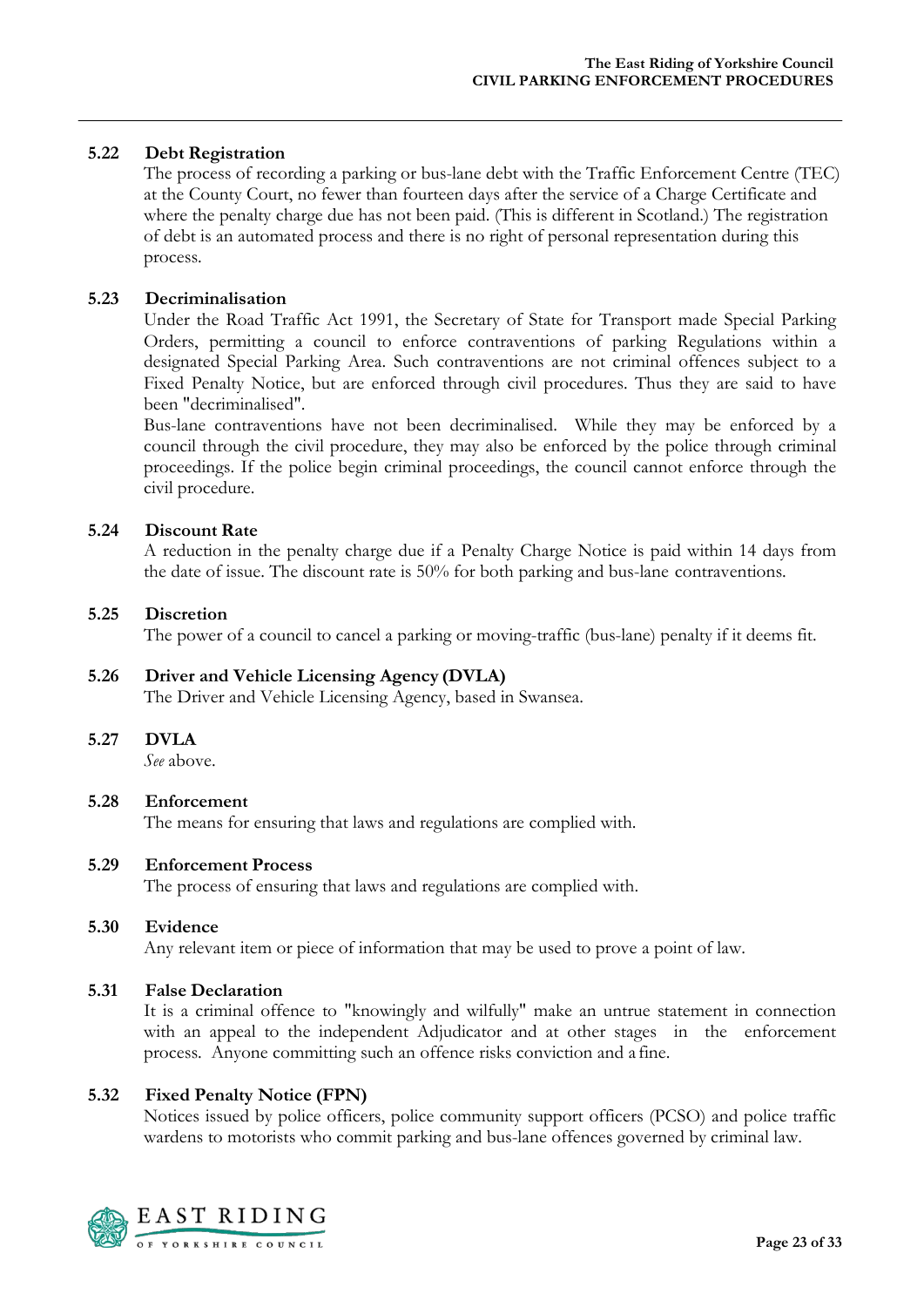### 5.22 Debt Registration

The process of recording a parking or bus-lane debt with the Traffic Enforcement Centre (TEC) at the County Court, no fewer than fourteen days after the service of a Charge Certificate and where the penalty charge due has not been paid. (This is different in Scotland.) The registration of debt is an automated process and there is no right of personal representation during this process.

### 5.23 Decriminalisation

Under the Road Traffic Act 1991, the Secretary of State for Transport made Special Parking Orders, permitting a council to enforce contraventions of parking Regulations within a designated Special Parking Area. Such contraventions are not criminal offences subject to a Fixed Penalty Notice, but are enforced through civil procedures. Thus they are said to have been "decriminalised".

Bus-lane contraventions have not been decriminalised. While they may be enforced by a council through the civil procedure, they may also be enforced by the police through criminal proceedings. If the police begin criminal proceedings, the council cannot enforce through the civil procedure.

### 5.24 Discount Rate

A reduction in the penalty charge due if a Penalty Charge Notice is paid within 14 days from the date of issue. The discount rate is 50% for both parking and bus-lane contraventions.

### 5.25 Discretion

The power of a council to cancel a parking or moving-traffic (bus-lane) penalty if it deems fit.

### 5.26 Driver and Vehicle Licensing Agency (DVLA)

The Driver and Vehicle Licensing Agency, based in Swansea.

### 5.27 DVLA

*See* above.

### 5.28 Enforcement

The means for ensuring that laws and regulations are complied with.

### 5.29 Enforcement Process

The process of ensuring that laws and regulations are complied with.

### 5.30 Evidence

Any relevant item or piece of information that may be used to prove a point of law.

### 5.31 False Declaration

It is a criminal offence to "knowingly and wilfully" make an untrue statement in connection with an appeal to the independent Adjudicator and at other stages in the enforcement process. Anyone committing such an offence risks conviction and a fine.

### 5.32 Fixed Penalty Notice (FPN)

Notices issued by police officers, police community support officers (PCSO) and police traffic wardens to motorists who commit parking and bus-lane offences governed by criminal law.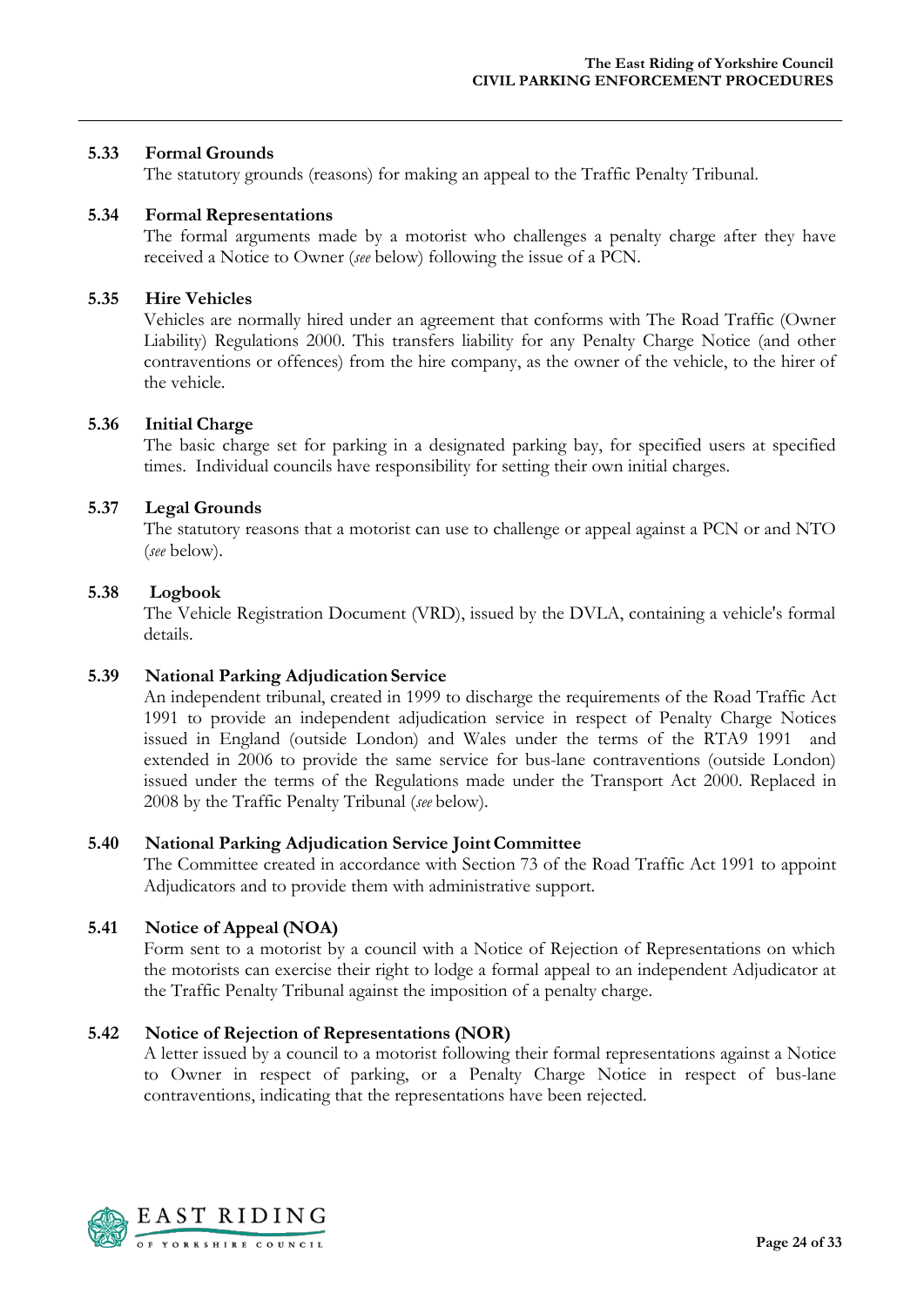### 5.33 Formal Grounds

The statutory grounds (reasons) for making an appeal to the Traffic Penalty Tribunal.

### 5.34 Formal Representations

The formal arguments made by a motorist who challenges a penalty charge after they have received a Notice to Owner (*see* below) following the issue of a PCN.

### 5.35 Hire Vehicles

Vehicles are normally hired under an agreement that conforms with The Road Traffic (Owner Liability) Regulations 2000. This transfers liability for any Penalty Charge Notice (and other contraventions or offences) from the hire company, as the owner of the vehicle, to the hirer of the vehicle.

### 5.36 Initial Charge

The basic charge set for parking in a designated parking bay, for specified users at specified times. Individual councils have responsibility for setting their own initial charges.

### 5.37 Legal Grounds

The statutory reasons that a motorist can use to challenge or appeal against a PCN or and NTO (*see* below).

### 5.38 Logbook

The Vehicle Registration Document (VRD), issued by the DVLA, containing a vehicle's formal details.

### 5.39 National Parking Adjudication Service

An independent tribunal, created in 1999 to discharge the requirements of the Road Traffic Act 1991 to provide an independent adjudication service in respect of Penalty Charge Notices issued in England (outside London) and Wales under the terms of the RTA9 1991 and extended in 2006 to provide the same service for bus-lane contraventions (outside London) issued under the terms of the Regulations made under the Transport Act 2000. Replaced in 2008 by the Traffic Penalty Tribunal (*see* below).

### 5.40 National Parking Adjudication Service Joint Committee

The Committee created in accordance with Section 73 of the Road Traffic Act 1991 to appoint Adjudicators and to provide them with administrative support.

### 5.41 Notice of Appeal (NOA)

Form sent to a motorist by a council with a Notice of Rejection of Representations on which the motorists can exercise their right to lodge a formal appeal to an independent Adjudicator at the Traffic Penalty Tribunal against the imposition of a penalty charge.

### 5.42 Notice of Rejection of Representations (NOR)

A letter issued by a council to a motorist following their formal representations against a Notice to Owner in respect of parking, or a Penalty Charge Notice in respect of bus-lane contraventions, indicating that the representations have been rejected.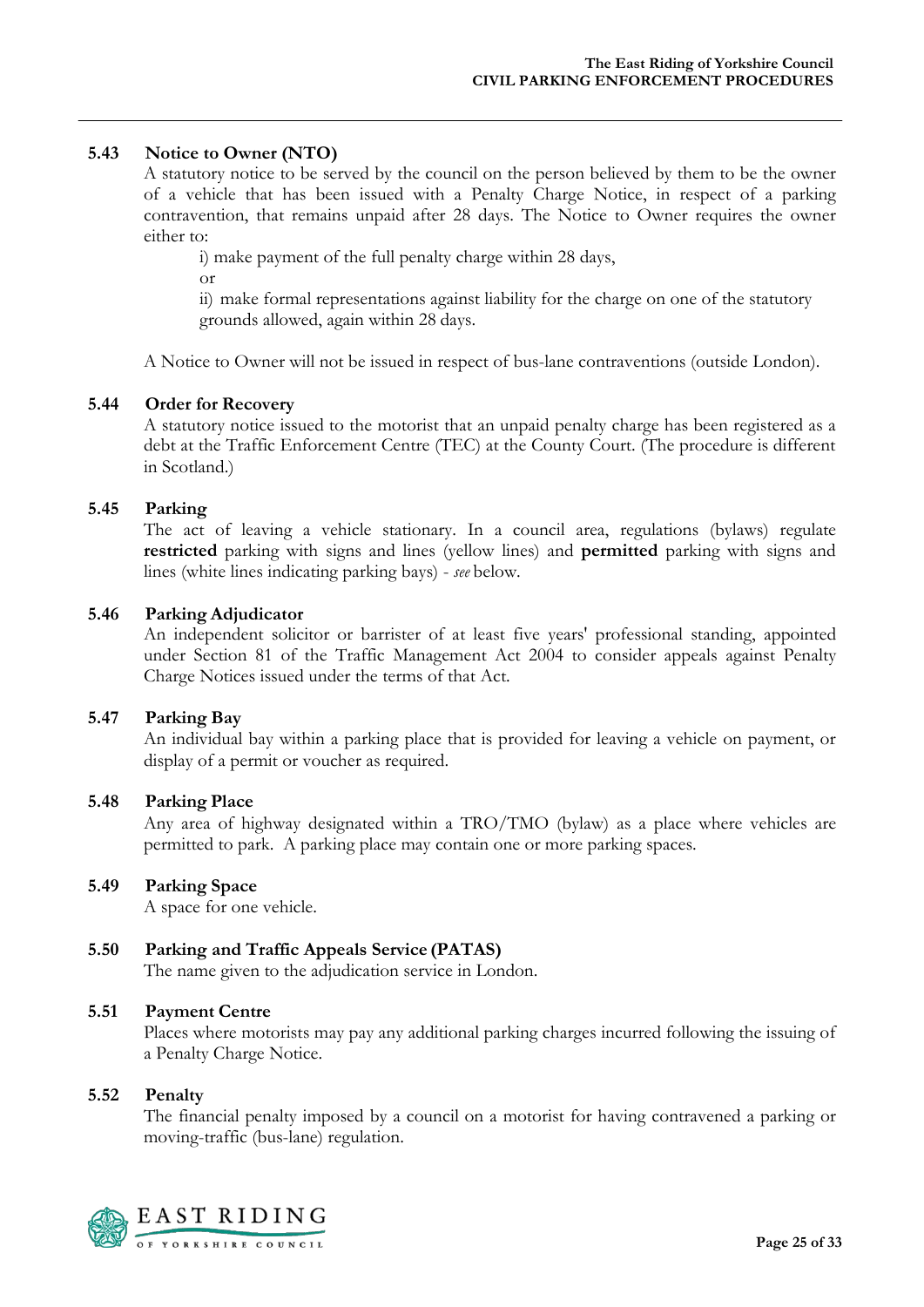### 5.43 Notice to Owner (NTO)

A statutory notice to be served by the council on the person believed by them to be the owner of a vehicle that has been issued with a Penalty Charge Notice, in respect of a parking contravention, that remains unpaid after 28 days. The Notice to Owner requires the owner either to:

i) make payment of the full penalty charge within 28 days,

or

ii) make formal representations against liability for the charge on one of the statutory grounds allowed, again within 28 days.

A Notice to Owner will not be issued in respect of bus-lane contraventions (outside London).

### 5.44 Order for Recovery

A statutory notice issued to the motorist that an unpaid penalty charge has been registered as a debt at the Traffic Enforcement Centre (TEC) at the County Court. (The procedure is different in Scotland.)

### 5.45 Parking

The act of leaving a vehicle stationary. In a council area, regulations (bylaws) regulate **restricted** parking with signs and lines (yellow lines) and **permitted** parking with signs and lines (white lines indicating parking bays) - *see* below.

### 5.46 Parking Adjudicator

An independent solicitor or barrister of at least five years' professional standing, appointed under Section 81 of the Traffic Management Act 2004 to consider appeals against Penalty Charge Notices issued under the terms of that Act.

### 5.47 Parking Bay

An individual bay within a parking place that is provided for leaving a vehicle on payment, or display of a permit or voucher as required.

### 5.48 Parking Place

Any area of highway designated within a TRO/TMO (bylaw) as a place where vehicles are permitted to park. A parking place may contain one or more parking spaces.

### 5.49 Parking Space

A space for one vehicle.

### 5.50 Parking and Traffic Appeals Service (PATAS)

The name given to the adjudication service in London.

### 5.51 Payment Centre

Places where motorists may pay any additional parking charges incurred following the issuing of a Penalty Charge Notice.

### 5.52 Penalty

The financial penalty imposed by a council on a motorist for having contravened a parking or moving-traffic (bus-lane) regulation.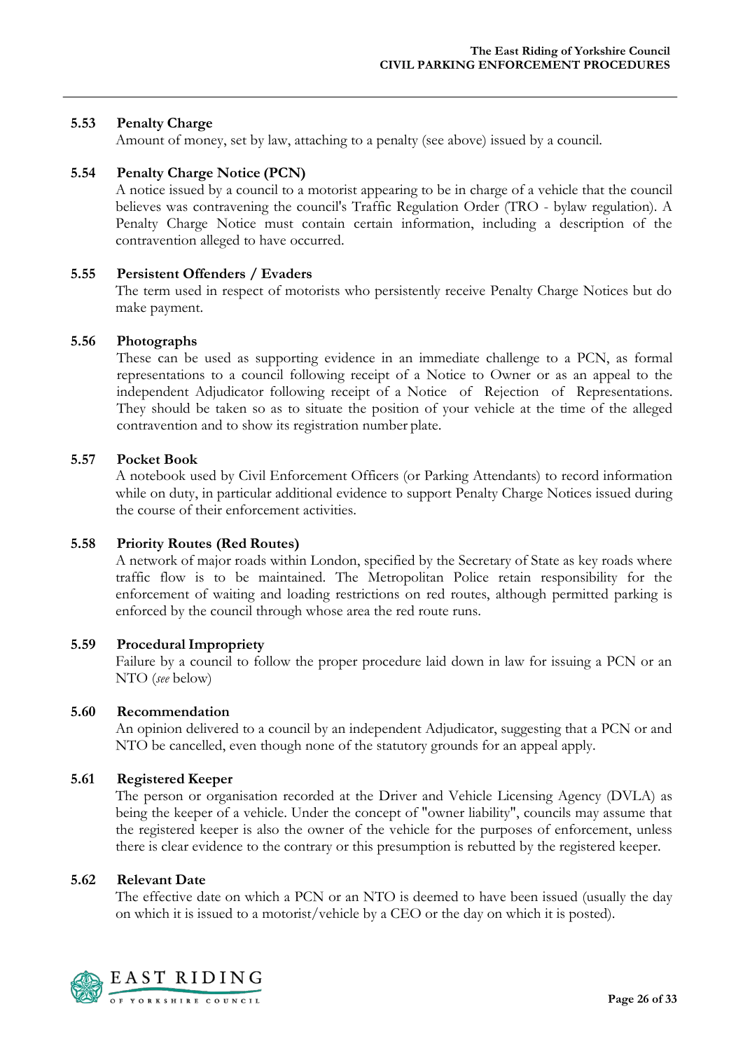### 5.53 Penalty Charge

Amount of money, set by law, attaching to a penalty (see above) issued by a council.

### 5.54 Penalty Charge Notice (PCN)

A notice issued by a council to a motorist appearing to be in charge of a vehicle that the council believes was contravening the council's Traffic Regulation Order (TRO - bylaw regulation). A Penalty Charge Notice must contain certain information, including a description of the contravention alleged to have occurred.

### 5.55 Persistent Offenders / Evaders

The term used in respect of motorists who persistently receive Penalty Charge Notices but do make payment.

### 5.56 Photographs

These can be used as supporting evidence in an immediate challenge to a PCN, as formal representations to a council following receipt of a Notice to Owner or as an appeal to the independent Adjudicator following receipt of a Notice of Rejection of Representations. They should be taken so as to situate the position of your vehicle at the time of the alleged contravention and to show its registration number plate.

### 5.57 Pocket Book

A notebook used by Civil Enforcement Officers (or Parking Attendants) to record information while on duty, in particular additional evidence to support Penalty Charge Notices issued during the course of their enforcement activities.

### 5.58 Priority Routes (Red Routes)

A network of major roads within London, specified by the Secretary of State as key roads where traffic flow is to be maintained. The Metropolitan Police retain responsibility for the enforcement of waiting and loading restrictions on red routes, although permitted parking is enforced by the council through whose area the red route runs.

### 5.59 Procedural Impropriety

Failure by a council to follow the proper procedure laid down in law for issuing a PCN or an NTO (*see* below)

### 5.60 Recommendation

An opinion delivered to a council by an independent Adjudicator, suggesting that a PCN or and NTO be cancelled, even though none of the statutory grounds for an appeal apply.

### 5.61 Registered Keeper

The person or organisation recorded at the Driver and Vehicle Licensing Agency (DVLA) as being the keeper of a vehicle. Under the concept of "owner liability", councils may assume that the registered keeper is also the owner of the vehicle for the purposes of enforcement, unless there is clear evidence to the contrary or this presumption is rebutted by the registered keeper.

### 5.62 Relevant Date

The effective date on which a PCN or an NTO is deemed to have been issued (usually the day on which it is issued to a motorist/vehicle by a CEO or the day on which it is posted).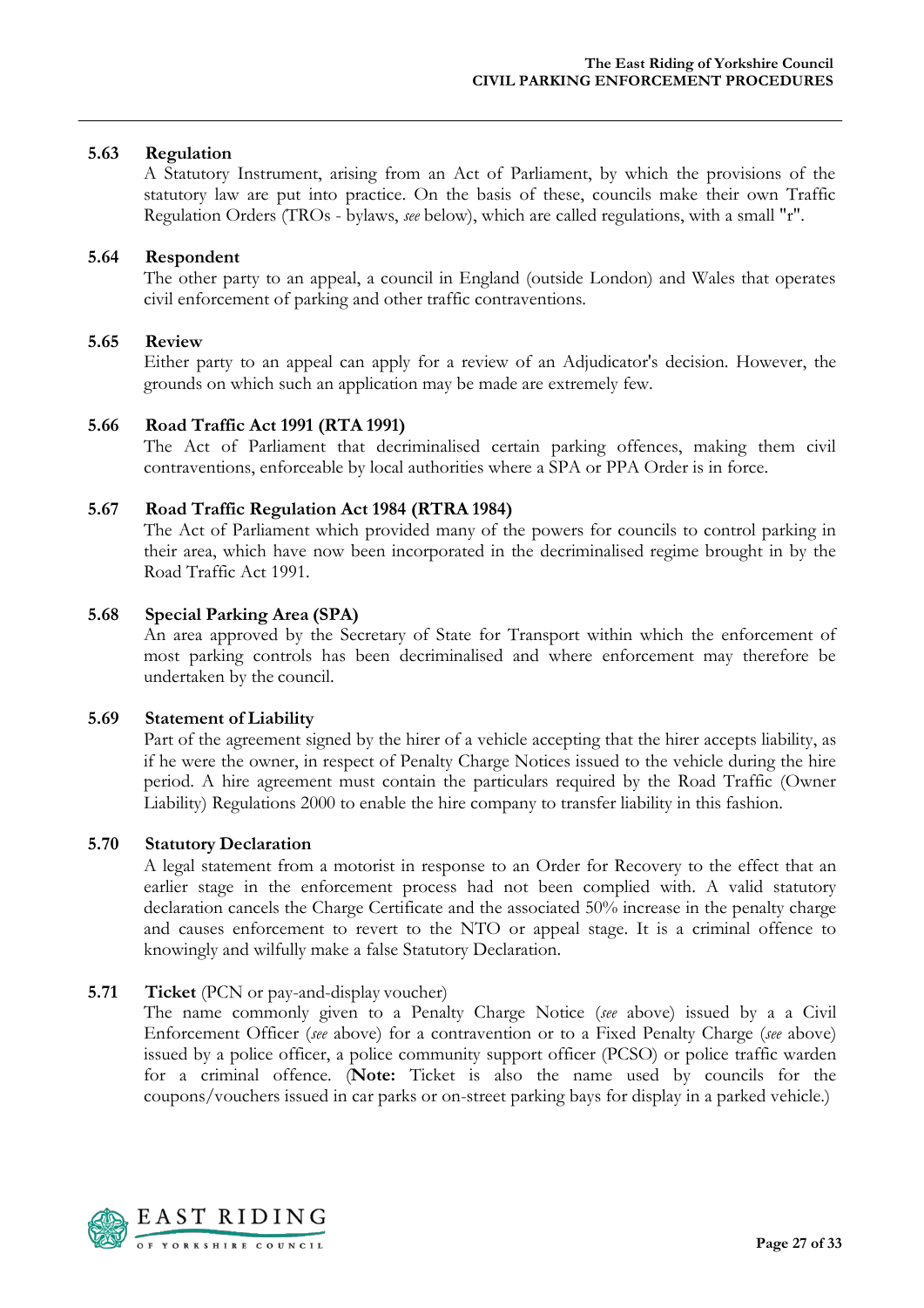**5.63 Regulation**

A Statutory Instrument, arising from an Act of Parliament, by which the provisions of the statutory law are put into practice. On the basis of these, councils make their own Traffic Regulation Orders (TROs - bylaws, *see* below), which are called regulations, with a small "r".

**5.64 Respondent**

The other party to an appeal, a council in England (outside London) and Wales that operates civil enforcement of parking and other traffic contraventions.

**5.65 Review**

Either party to an appeal can apply for a review of an Adjudicator's decision. However, the grounds on which such an application may be made are extremely few.

**5.66 Road Traffic Act 1991 (RTA 1991)**

The Act of Parliament that decriminalised certain parking offences, making them civil contraventions, enforceable by local authorities where a SPA or PPA Order is in force.

**5.67 Road Traffic Regulation Act 1984 (RTRA 1984)**

The Act of Parliament which provided many of the powers for councils to control parking in their area, which have now been incorporated in the decriminalised regime brought in by the Road Traffic Act 1991.

**5.68 Special Parking Area (SPA)**

An area approved by the Secretary of State for Transport within which the enforcement of most parking controls has been decriminalised and where enforcement may therefore be undertaken by the council.

**5.69 Statement of Liability**

Part of the agreement signed by the hirer of a vehicle accepting that the hirer accepts liability, as if he were the owner, in respect of Penalty Charge Notices issued to the vehicle during the hire period. A hire agreement must contain the particulars required by the Road Traffic (Owner Liability) Regulations 2000 to enable the hire company to transfer liability in this fashion.

**5.70 Statutory Declaration**

A legal statement from a motorist in response to an Order for Recovery to the effect that an earlier stage in the enforcement process had not been complied with. A valid statutory declaration cancels the Charge Certificate and the associated 50% increase in the penalty charge and causes enforcement to revert to the NTO or appeal stage. It is a criminal offence to knowingly and wilfully make a false Statutory Declaration.

**5.71 Ticket** (PCN or pay-and-display voucher)

The name commonly given to a Penalty Charge Notice (*see* above) issued by a a Civil Enforcement Officer (*see* above) for a contravention or to a Fixed Penalty Charge (*see* above) issued by a police officer, a police community support officer (PCSO) or police traffic warden for a criminal offence. (**Note:** Ticket is also the name used by councils for the coupons/vouchers issued in car parks or on-street parking bays for display in a parked vehicle.)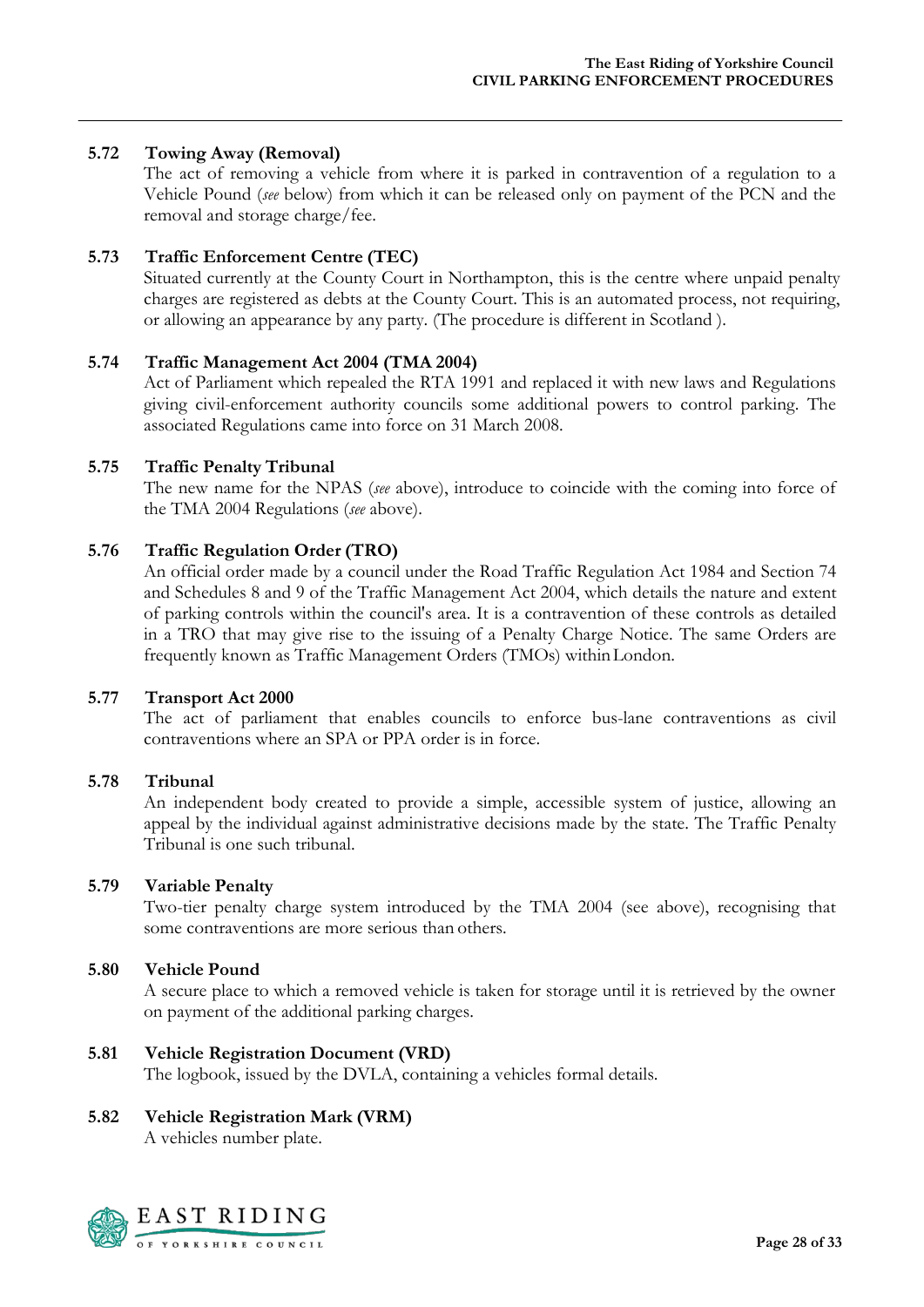**5.72 Towing Away (Removal)**

The act of removing a vehicle from where it is parked in contravention of a regulation to a Vehicle Pound (*see* below) from which it can be released only on payment of the PCN and the removal and storage charge/fee.

**5.73 Traffic Enforcement Centre (TEC)**

Situated currently at the County Court in Northampton, this is the centre where unpaid penalty charges are registered as debts at the County Court. This is an automated process, not requiring, or allowing an appearance by any party. (The procedure is different in Scotland ).

**5.74 Traffic Management Act 2004 (TMA 2004)**

Act of Parliament which repealed the RTA 1991 and replaced it with new laws and Regulations giving civil-enforcement authority councils some additional powers to control parking. The associated Regulations came into force on 31 March 2008.

**5.75 Traffic Penalty Tribunal**

The new name for the NPAS (*see* above), introduce to coincide with the coming into force of the TMA 2004 Regulations (*see* above).

**5.76 Traffic Regulation Order (TRO)**

An official order made by a council under the Road Traffic Regulation Act 1984 and Section 74 and Schedules 8 and 9 of the Traffic Management Act 2004, which details the nature and extent of parking controls within the council's area. It is a contravention of these controls as detailed in a TRO that may give rise to the issuing of a Penalty Charge Notice. The same Orders are frequently known as Traffic Management Orders (TMOs) within London.

**5.77 Transport Act 2000**

The act of parliament that enables councils to enforce bus-lane contraventions as civil contraventions where an SPA or PPA order is in force.

**5.78 Tribunal**

An independent body created to provide a simple, accessible system of justice, allowing an appeal by the individual against administrative decisions made by the state. The Traffic Penalty Tribunal is one such tribunal.

**5.79 Variable Penalty**

Two-tier penalty charge system introduced by the TMA 2004 (see above), recognising that some contraventions are more serious than others.

**5.80 Vehicle Pound**

A secure place to which a removed vehicle is taken for storage until it is retrieved by the owner on payment of the additional parking charges.

**5.81 Vehicle Registration Document (VRD)**

The logbook, issued by the DVLA, containing a vehicles formal details.

**5.82 Vehicle Registration Mark (VRM)**

A vehicles number plate.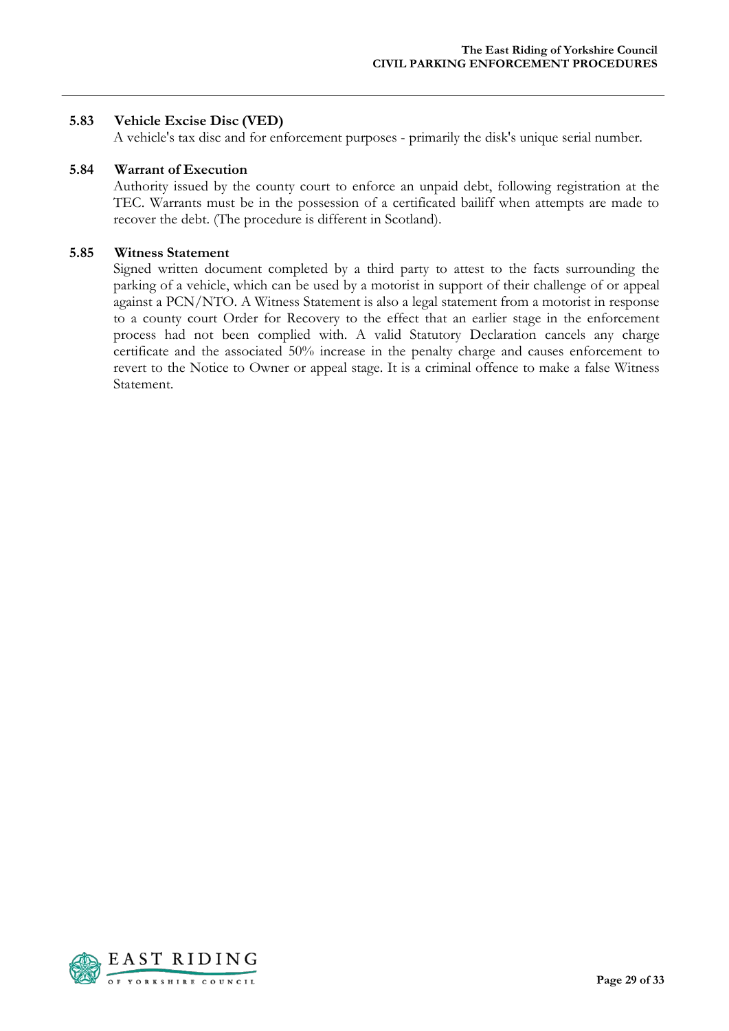### 5.83 Vehicle Excise Disc (VED)

A vehicle's tax disc and for enforcement purposes - primarily the disk's unique serial number.

### 5.84 Warrant of Execution

Authority issued by the county court to enforce an unpaid debt, following registration at the TEC. Warrants must be in the possession of a certificated bailiff when attempts are made to recover the debt. (The procedure is different in Scotland).

### 5.85 Witness Statement

Signed written document completed by a third party to attest to the facts surrounding the parking of a vehicle, which can be used by a motorist in support of their challenge of or appeal against a PCN/NTO. A Witness Statement is also a legal statement from a motorist in response to a county court Order for Recovery to the effect that an earlier stage in the enforcement process had not been complied with. A valid Statutory Declaration cancels any charge certificate and the associated 50% increase in the penalty charge and causes enforcement to revert to the Notice to Owner or appeal stage. It is a criminal offence to make a false Witness Statement.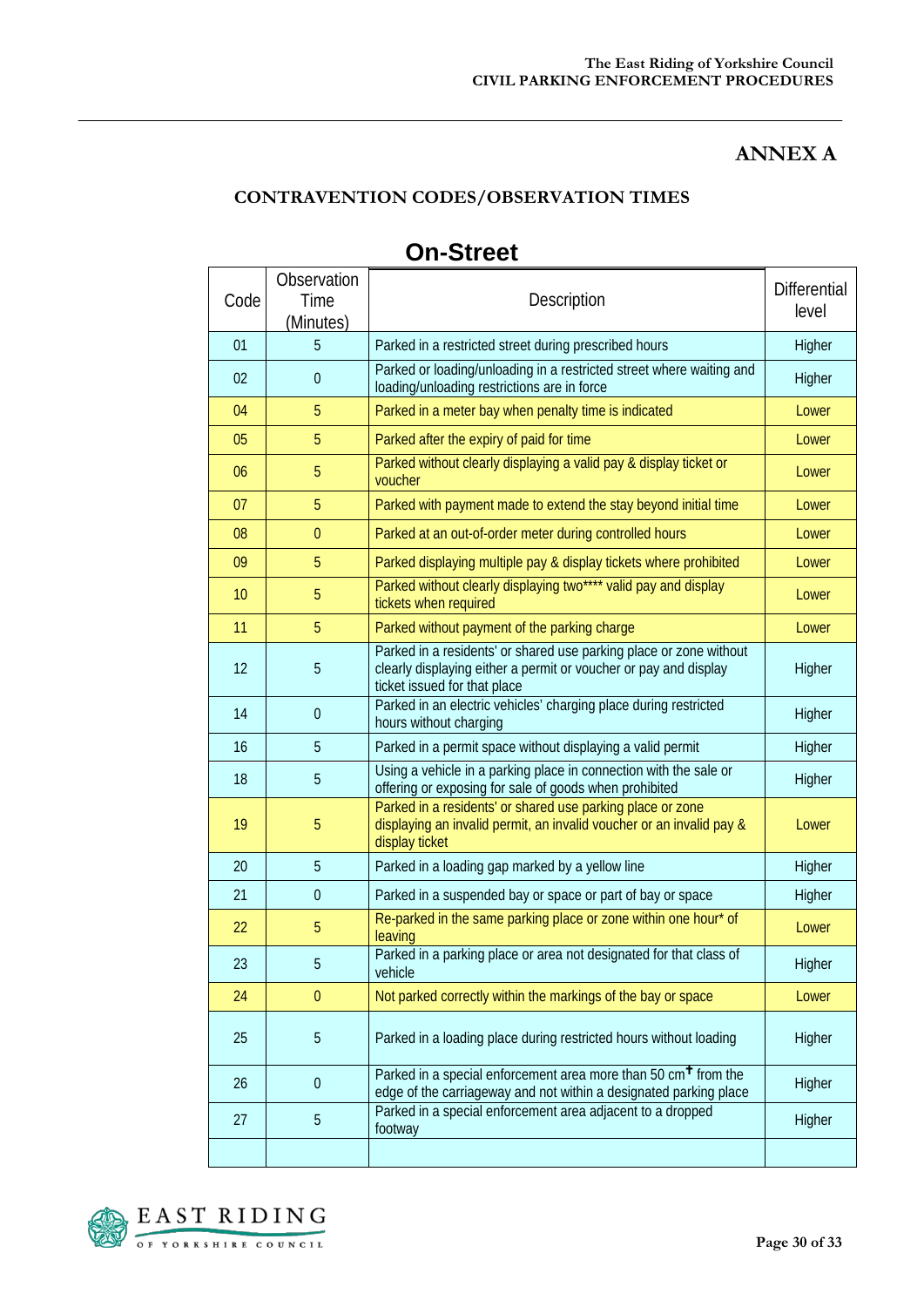## ANNEX A

### CONTRAVENTION CODES/OBSERVATION TIMES

## On-Street

| Code | Observation Time (Minutes) | Description | Differential level |
|---|---|---|---|
| 01 | 5 | Parked in a restricted street during prescribed hours | Higher |
| 02 | 0 | Parked or loading/unloading in a restricted street where waiting and loading/unloading restrictions are in force | Higher |
| 04 | 5 | Parked in a meter bay when penalty time is indicated | Lower |
| 05 | 5 | Parked after the expiry of paid for time | Lower |
| 06 | 5 | Parked without clearly displaying a valid pay & display ticket or voucher | Lower |
| 07 | 5 | Parked with payment made to extend the stay beyond initial time | Lower |
| 08 | 0 | Parked at an out-of-order meter during controlled hours | Lower |
| 09 | 5 | Parked displaying multiple pay & display tickets where prohibited | Lower |
| 10 | 5 | Parked without clearly displaying two**** valid pay and display tickets when required | Lower |
| 11 | 5 | Parked without payment of the parking charge | Lower |
| 12 | 5 | Parked in a residents' or shared use parking place or zone without clearly displaying either a permit or voucher or pay and display ticket issued for that place | Higher |
| 14 | 0 | Parked in an electric vehicles' charging place during restricted hours without charging | Higher |
| 16 | 5 | Parked in a permit space without displaying a valid permit | Higher |
| 18 | 5 | Using a vehicle in a parking place in connection with the sale or offering or exposing for sale of goods when prohibited | Higher |
| 19 | 5 | Parked in a residents' or shared use parking place or zone displaying an invalid permit, an invalid voucher or an invalid pay & display ticket | Lower |
| 20 | 5 | Parked in a loading gap marked by a yellow line | Higher |
| 21 | 0 | Parked in a suspended bay or space or part of bay or space | Higher |
| 22 | 5 | Re-parked in the same parking place or zone within one hour* of leaving | Lower |
| 23 | 5 | Parked in a parking place or area not designated for that class of vehicle | Higher |
| 24 | 0 | Not parked correctly within the markings of the bay or space | Lower |
| 25 | 5 | Parked in a loading place during restricted hours without loading | Higher |
| 26 | 0 | Parked in a special enforcement area more than 50 cm✝ from the edge of the carriageway and not within a designated parking place | Higher |
| 27 | 5 | Parked in a special enforcement area adjacent to a dropped footway | Higher |
| | | | |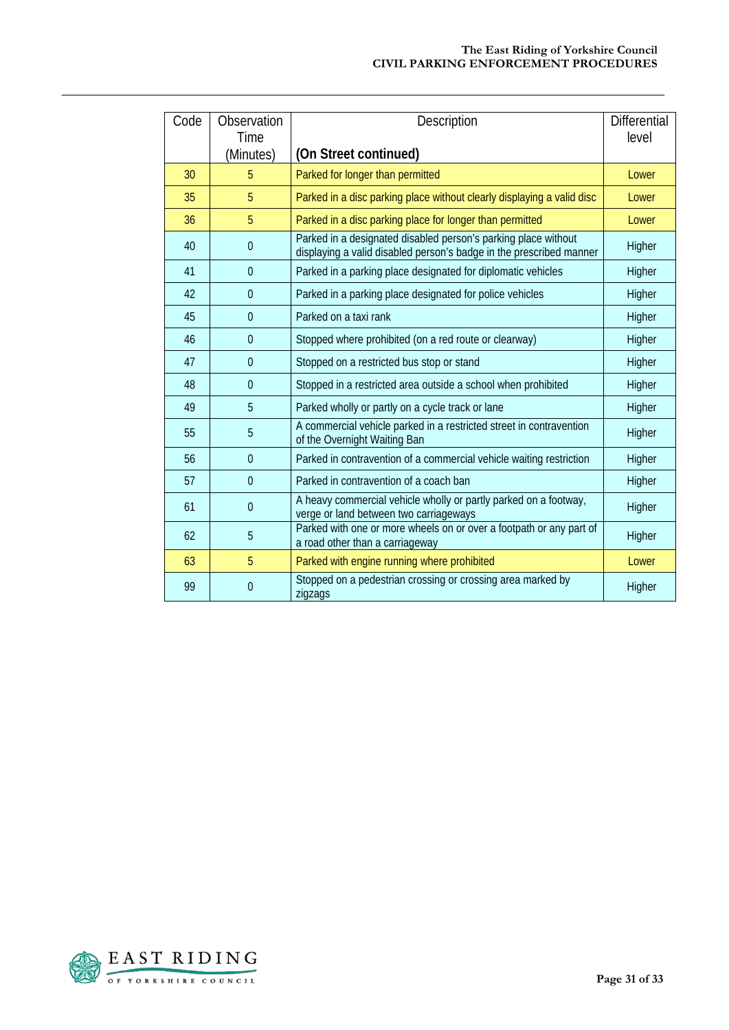| Code | Observation Time (Minutes) | Description<br>**(On Street continued)** | Differential level |
|---|---|---|---|
| 30 | 5 | Parked for longer than permitted | Lower |
| 35 | 5 | Parked in a disc parking place without clearly displaying a valid disc | Lower |
| 36 | 5 | Parked in a disc parking place for longer than permitted | Lower |
| 40 | 0 | Parked in a designated disabled person's parking place without displaying a valid disabled person's badge in the prescribed manner | Higher |
| 41 | 0 | Parked in a parking place designated for diplomatic vehicles | Higher |
| 42 | 0 | Parked in a parking place designated for police vehicles | Higher |
| 45 | 0 | Parked on a taxi rank | Higher |
| 46 | 0 | Stopped where prohibited (on a red route or clearway) | Higher |
| 47 | 0 | Stopped on a restricted bus stop or stand | Higher |
| 48 | 0 | Stopped in a restricted area outside a school when prohibited | Higher |
| 49 | 5 | Parked wholly or partly on a cycle track or lane | Higher |
| 55 | 5 | A commercial vehicle parked in a restricted street in contravention of the Overnight Waiting Ban | Higher |
| 56 | 0 | Parked in contravention of a commercial vehicle waiting restriction | Higher |
| 57 | 0 | Parked in contravention of a coach ban | Higher |
| 61 | 0 | A heavy commercial vehicle wholly or partly parked on a footway, verge or land between two carriageways | Higher |
| 62 | 5 | Parked with one or more wheels on or over a footpath or any part of a road other than a carriageway | Higher |
| 63 | 5 | Parked with engine running where prohibited | Lower |
| 99 | 0 | Stopped on a pedestrian crossing or crossing area marked by zigzags | Higher |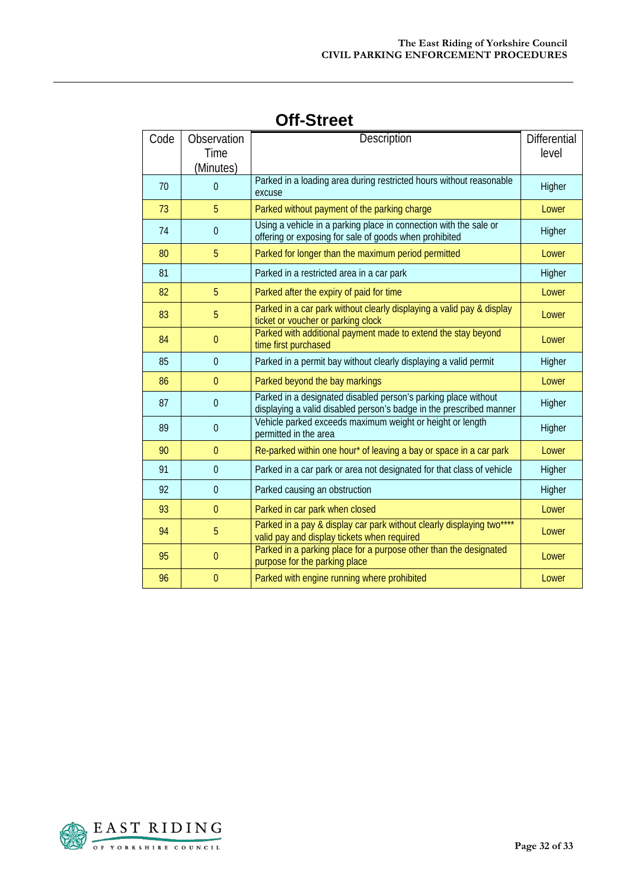## Off-Street

| Code | Observation Time (Minutes) | Description | Differential level |
|---|---|---|---|
| 70 | 0 | Parked in a loading area during restricted hours without reasonable excuse | Higher |
| 73 | 5 | Parked without payment of the parking charge | Lower |
| 74 | 0 | Using a vehicle in a parking place in connection with the sale or offering or exposing for sale of goods when prohibited | Higher |
| 80 | 5 | Parked for longer than the maximum period permitted | Lower |
| 81 | | Parked in a restricted area in a car park | Higher |
| 82 | 5 | Parked after the expiry of paid for time | Lower |
| 83 | 5 | Parked in a car park without clearly displaying a valid pay & display ticket or voucher or parking clock | Lower |
| 84 | 0 | Parked with additional payment made to extend the stay beyond time first purchased | Lower |
| 85 | 0 | Parked in a permit bay without clearly displaying a valid permit | Higher |
| 86 | 0 | Parked beyond the bay markings | Lower |
| 87 | 0 | Parked in a designated disabled person's parking place without displaying a valid disabled person's badge in the prescribed manner | Higher |
| 89 | 0 | Vehicle parked exceeds maximum weight or height or length permitted in the area | Higher |
| 90 | 0 | Re-parked within one hour* of leaving a bay or space in a car park | Lower |
| 91 | 0 | Parked in a car park or area not designated for that class of vehicle | Higher |
| 92 | 0 | Parked causing an obstruction | Higher |
| 93 | 0 | Parked in car park when closed | Lower |
| 94 | 5 | Parked in a pay & display car park without clearly displaying two**** valid pay and display tickets when required | Lower |
| 95 | 0 | Parked in a parking place for a purpose other than the designated purpose for the parking place | Lower |
| 96 | 0 | Parked with engine running where prohibited | Lower |